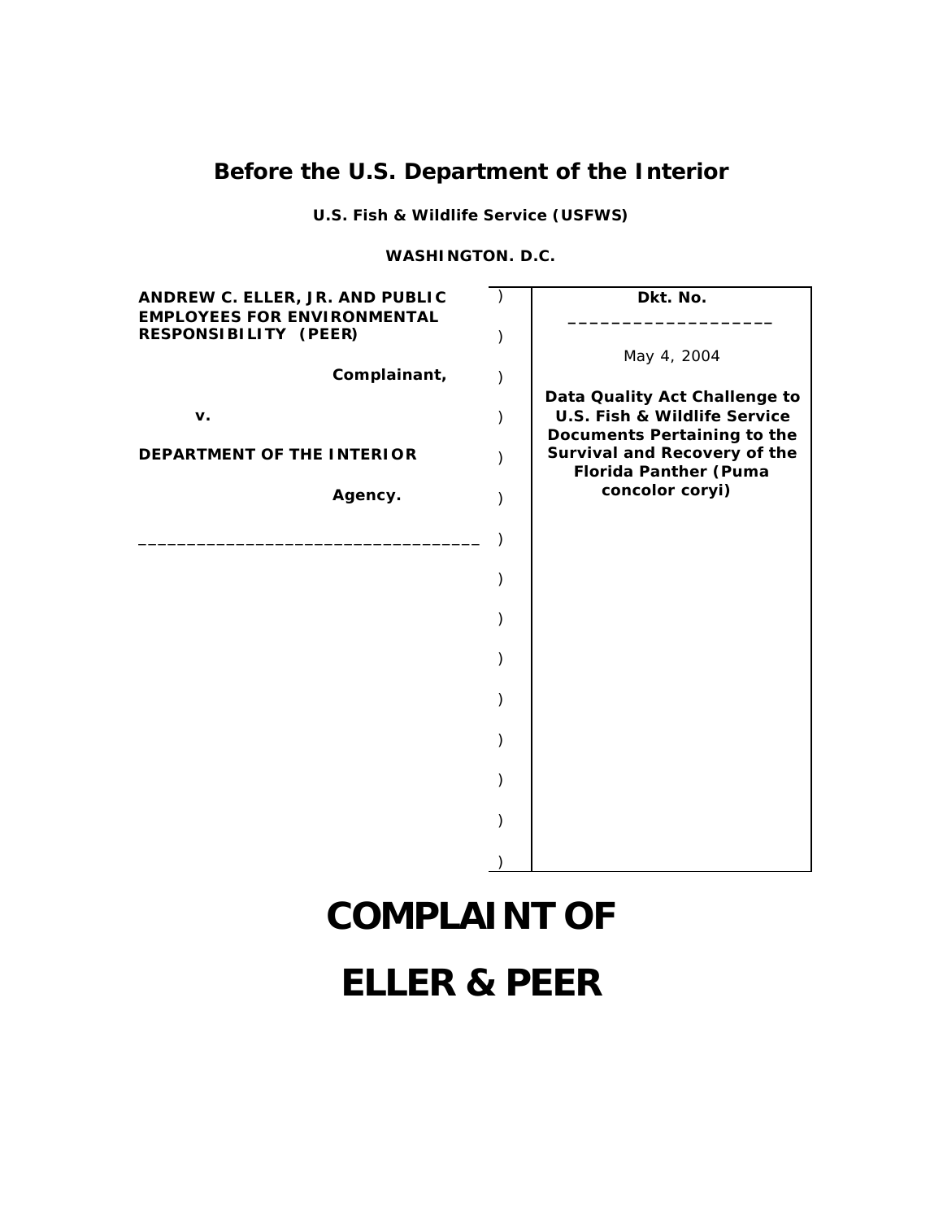# Before the U.S. Department of the Interior

**U.S. Fish & Wildlife Service (USFWS)**

**WASHINGTON. D.C.**

| | | |
|---|---|---|
| **ANDREW C. ELLER, JR. AND PUBLIC EMPLOYEES FOR ENVIRONMENTAL RESPONSIBILITY (PEER)** | ) | **Dkt. No.** ____________________ |
| **Complainant,** | ) | May 4, 2004 |
| **v.** | ) | **Data Quality Act Challenge to U.S. Fish & Wildlife Service Documents Pertaining to the Survival and Recovery of the Florida Panther (Puma concolor coryi)** |
| **DEPARTMENT OF THE INTERIOR** | ) | |
| **Agency.** | ) | |
| ___________________________________ | ) | |

# COMPLAINT OF

# ELLER & PEER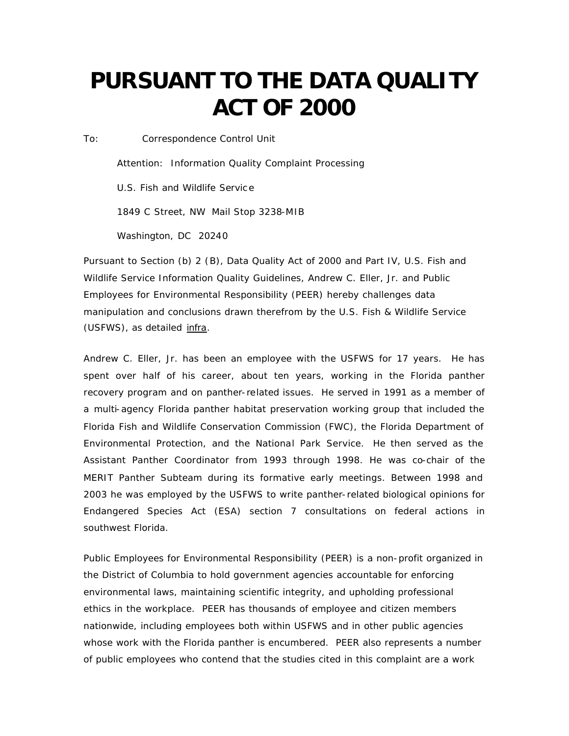# PURSUANT TO THE DATA QUALITY ACT OF 2000

To: Correspondence Control Unit

Attention: Information Quality Complaint Processing

U.S. Fish and Wildlife Service

1849 C Street, NW Mail Stop 3238-MIB

Washington, DC 20240

Pursuant to Section (b) 2 (B), Data Quality Act of 2000 and Part IV, U.S. Fish and Wildlife Service Information Quality Guidelines, Andrew C. Eller, Jr. and Public Employees for Environmental Responsibility (PEER) hereby challenges data manipulation and conclusions drawn therefrom by the U.S. Fish & Wildlife Service (USFWS), as detailed infra.

Andrew C. Eller, Jr. has been an employee with the USFWS for 17 years. He has spent over half of his career, about ten years, working in the Florida panther recovery program and on panther-related issues. He served in 1991 as a member of a multi-agency Florida panther habitat preservation working group that included the Florida Fish and Wildlife Conservation Commission (FWC), the Florida Department of Environmental Protection, and the National Park Service. He then served as the Assistant Panther Coordinator from 1993 through 1998. He was co-chair of the MERIT Panther Subteam during its formative early meetings. Between 1998 and 2003 he was employed by the USFWS to write panther-related biological opinions for Endangered Species Act (ESA) section 7 consultations on federal actions in southwest Florida.

Public Employees for Environmental Responsibility (PEER) is a non-profit organized in the District of Columbia to hold government agencies accountable for enforcing environmental laws, maintaining scientific integrity, and upholding professional ethics in the workplace. PEER has thousands of employee and citizen members nationwide, including employees both within USFWS and in other public agencies whose work with the Florida panther is encumbered. PEER also represents a number of public employees who contend that the studies cited in this complaint are a work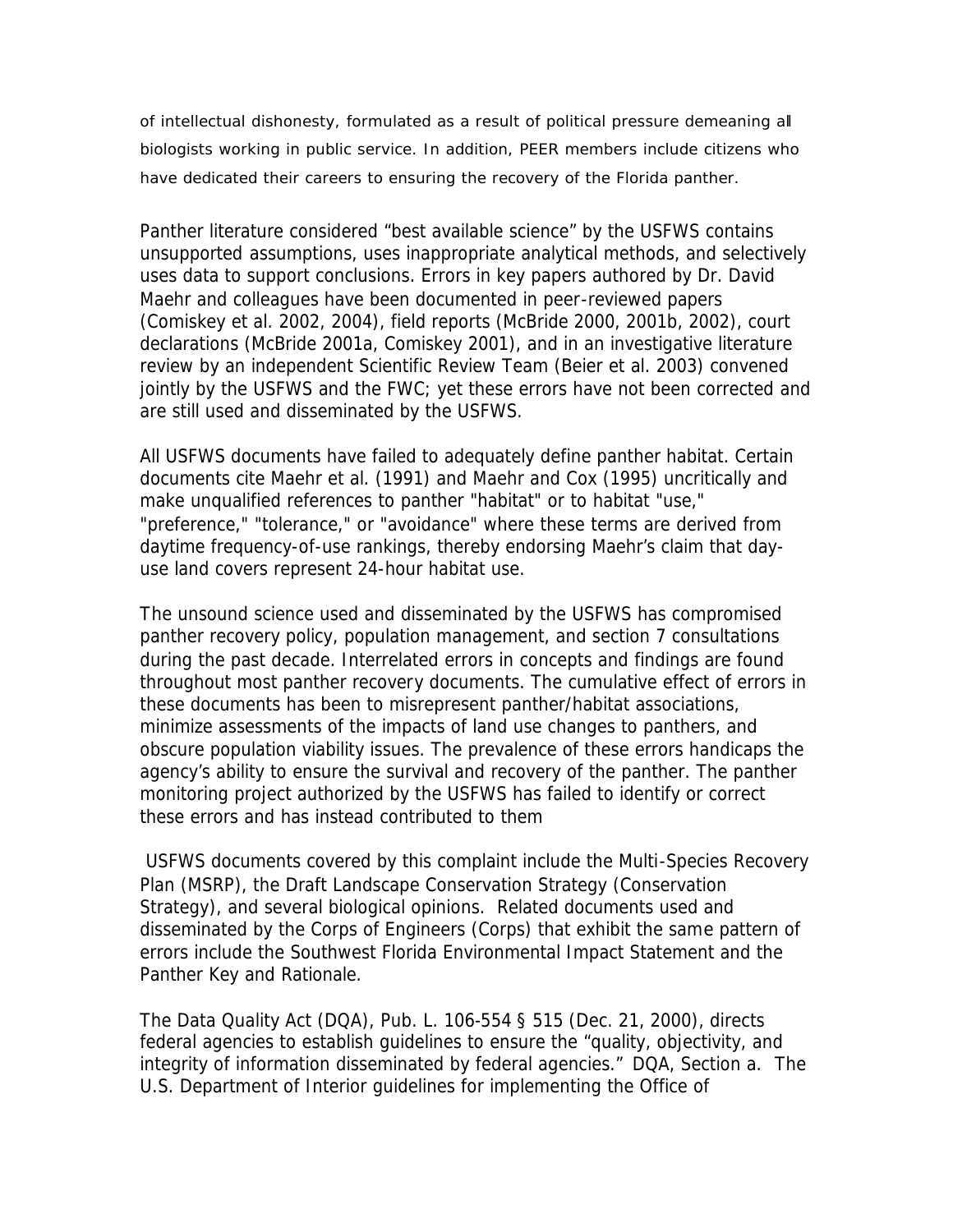of intellectual dishonesty, formulated as a result of political pressure demeaning all biologists working in public service. In addition, PEER members include citizens who have dedicated their careers to ensuring the recovery of the Florida panther.

Panther literature considered "best available science" by the USFWS contains unsupported assumptions, uses inappropriate analytical methods, and selectively uses data to support conclusions. Errors in key papers authored by Dr. David Maehr and colleagues have been documented in peer-reviewed papers (Comiskey et al. 2002, 2004), field reports (McBride 2000, 2001b, 2002), court declarations (McBride 2001a, Comiskey 2001), and in an investigative literature review by an independent Scientific Review Team (Beier et al. 2003) convened jointly by the USFWS and the FWC; yet these errors have not been corrected and are still used and disseminated by the USFWS.

All USFWS documents have failed to adequately define panther habitat. Certain documents cite Maehr et al. (1991) and Maehr and Cox (1995) uncritically and make unqualified references to panther "habitat" or to habitat "use," "preference," "tolerance," or "avoidance" where these terms are derived from daytime frequency-of-use rankings, thereby endorsing Maehr's claim that day-use land covers represent 24-hour habitat use.

The unsound science used and disseminated by the USFWS has compromised panther recovery policy, population management, and section 7 consultations during the past decade. Interrelated errors in concepts and findings are found throughout most panther recovery documents. The cumulative effect of errors in these documents has been to misrepresent panther/habitat associations, minimize assessments of the impacts of land use changes to panthers, and obscure population viability issues. The prevalence of these errors handicaps the agency's ability to ensure the survival and recovery of the panther. The panther monitoring project authorized by the USFWS has failed to identify or correct these errors and has instead contributed to them

USFWS documents covered by this complaint include the Multi-Species Recovery Plan (MSRP), the Draft Landscape Conservation Strategy (Conservation Strategy), and several biological opinions. Related documents used and disseminated by the Corps of Engineers (Corps) that exhibit the same pattern of errors include the Southwest Florida Environmental Impact Statement and the Panther Key and Rationale.

The Data Quality Act (DQA), Pub. L. 106-554 § 515 (Dec. 21, 2000), directs federal agencies to establish guidelines to ensure the "quality, objectivity, and integrity of information disseminated by federal agencies." DQA, Section a. The U.S. Department of Interior guidelines for implementing the Office of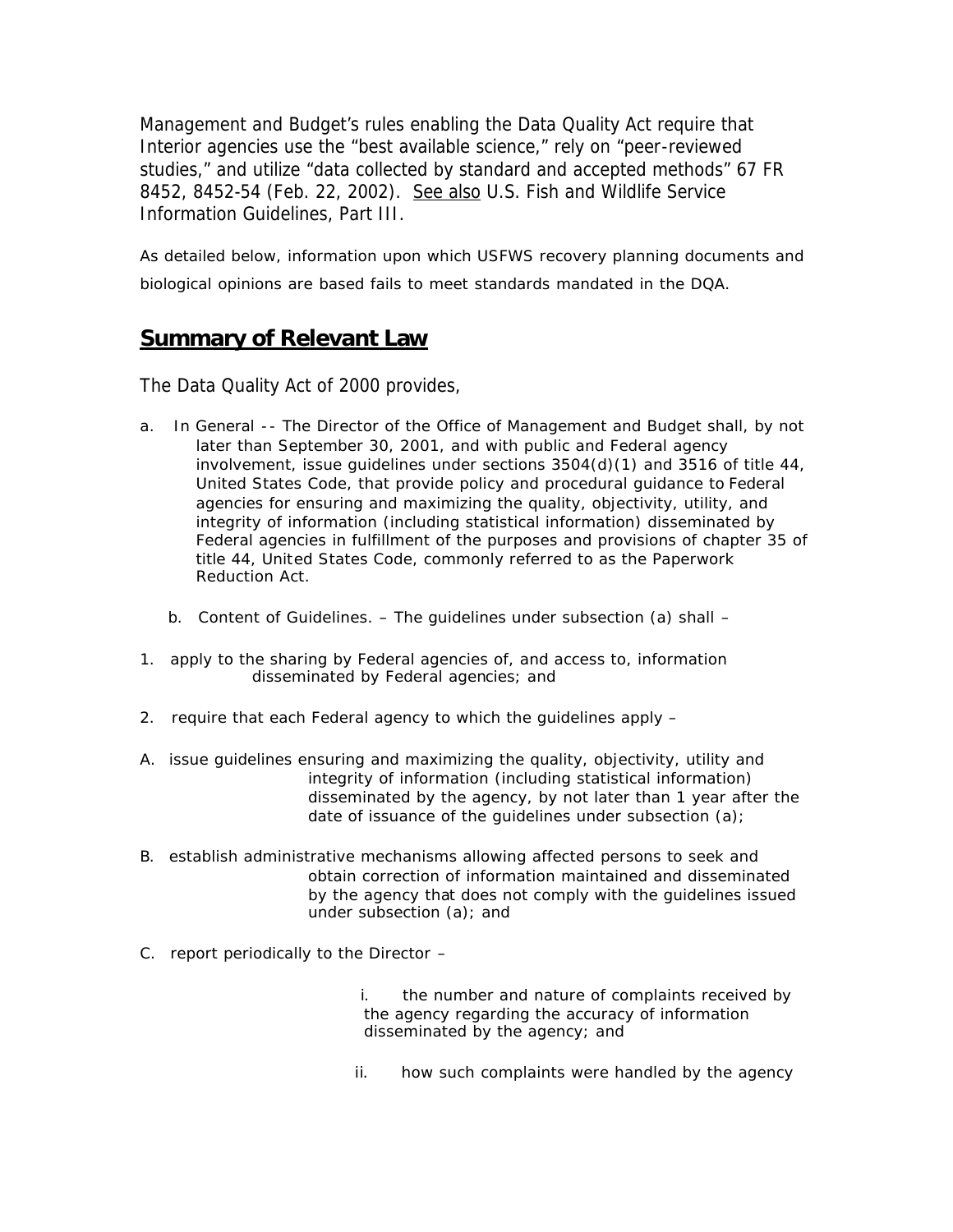Management and Budget's rules enabling the Data Quality Act require that Interior agencies use the "best available science," rely on "peer-reviewed studies," and utilize "data collected by standard and accepted methods" 67 FR 8452, 8452-54 (Feb. 22, 2002). See also U.S. Fish and Wildlife Service Information Guidelines, Part III.

As detailed below, information upon which USFWS recovery planning documents and biological opinions are based fails to meet standards mandated in the DQA.

## Summary of Relevant Law

The Data Quality Act of 2000 provides,

a. In General -- The Director of the Office of Management and Budget shall, by not later than September 30, 2001, and with public and Federal agency involvement, issue guidelines under sections 3504(d)(1) and 3516 of title 44, United States Code, that provide policy and procedural guidance to Federal agencies for ensuring and maximizing the quality, objectivity, utility, and integrity of information (including statistical information) disseminated by Federal agencies in fulfillment of the purposes and provisions of chapter 35 of title 44, United States Code, commonly referred to as the Paperwork Reduction Act.

b. Content of Guidelines. – The guidelines under subsection (a) shall –

1. apply to the sharing by Federal agencies of, and access to, information disseminated by Federal agencies; and

2. require that each Federal agency to which the guidelines apply –

A. issue guidelines ensuring and maximizing the quality, objectivity, utility and integrity of information (including statistical information) disseminated by the agency, by not later than 1 year after the date of issuance of the guidelines under subsection (a);

B. establish administrative mechanisms allowing affected persons to seek and obtain correction of information maintained and disseminated by the agency that does not comply with the guidelines issued under subsection (a); and

C. report periodically to the Director –

i. the number and nature of complaints received by the agency regarding the accuracy of information disseminated by the agency; and

ii. how such complaints were handled by the agency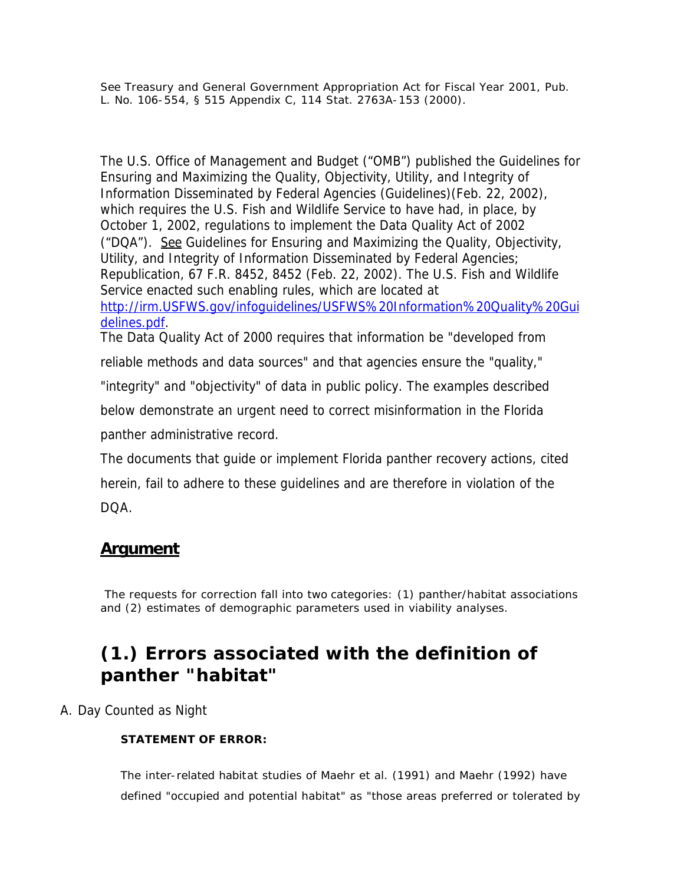See Treasury and General Government Appropriation Act for Fiscal Year 2001, Pub. L. No. 106-554, § 515 Appendix C, 114 Stat. 2763A-153 (2000).

The U.S. Office of Management and Budget ("OMB") published the Guidelines for Ensuring and Maximizing the Quality, Objectivity, Utility, and Integrity of Information Disseminated by Federal Agencies (Guidelines)(Feb. 22, 2002), which requires the U.S. Fish and Wildlife Service to have had, in place, by October 1, 2002, regulations to implement the Data Quality Act of 2002 ("DQA"). See Guidelines for Ensuring and Maximizing the Quality, Objectivity, Utility, and Integrity of Information Disseminated by Federal Agencies; Republication, 67 F.R. 8452, 8452 (Feb. 22, 2002). The U.S. Fish and Wildlife Service enacted such enabling rules, which are located at [http://irm.USFWS.gov/infoguidelines/USFWS%20Information%20Quality%20Guidelines.pdf](http://irm.USFWS.gov/infoguidelines/USFWS%20Information%20Quality%20Guidelines.pdf).

The Data Quality Act of 2000 requires that information be "developed from reliable methods and data sources" and that agencies ensure the "quality," "integrity" and "objectivity" of data in public policy. The examples described below demonstrate an urgent need to correct misinformation in the Florida panther administrative record.

The documents that guide or implement Florida panther recovery actions, cited herein, fail to adhere to these guidelines and are therefore in violation of the DQA.

## Argument

The requests for correction fall into two categories: (1) panther/habitat associations and (2) estimates of demographic parameters used in viability analyses.

# (1.) Errors associated with the definition of panther "habitat"

A. Day Counted as Night

**STATEMENT OF ERROR:**

The inter-related habitat studies of Maehr et al. (1991) and Maehr (1992) have defined "occupied and potential habitat" as "those areas preferred or tolerated by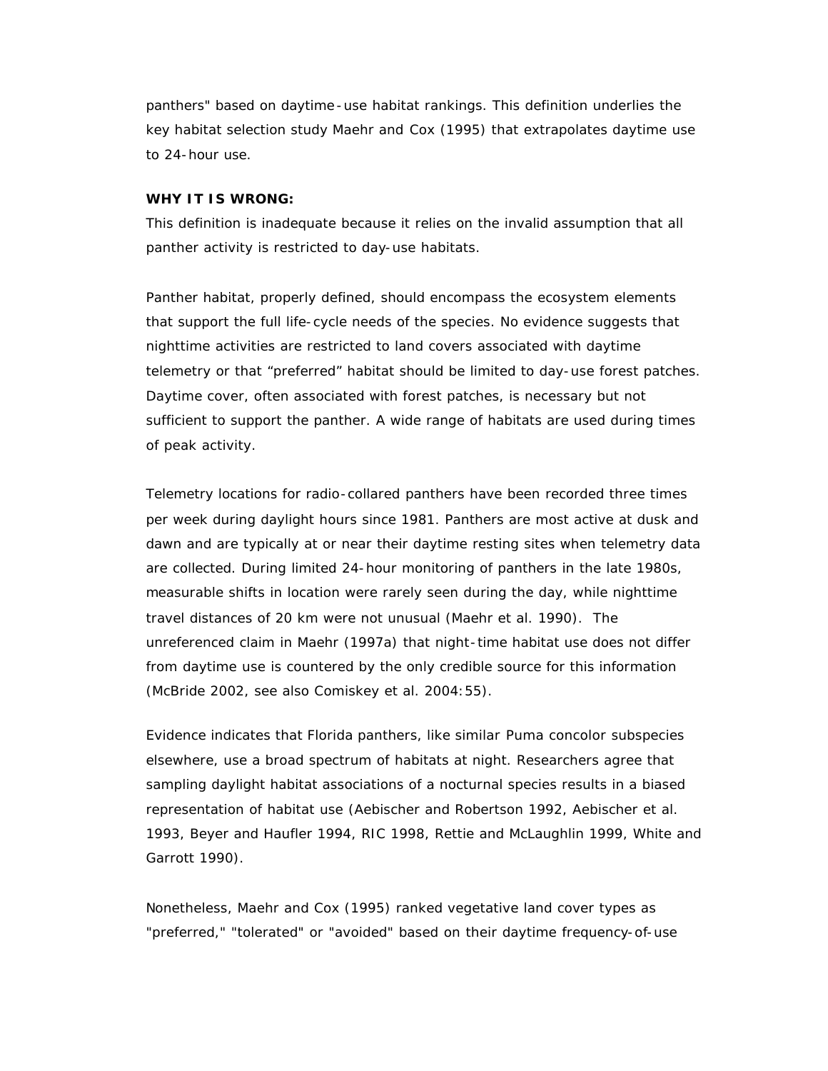panthers" based on daytime-use habitat rankings. This definition underlies the key habitat selection study Maehr and Cox (1995) that extrapolates daytime use to 24-hour use.

**WHY IT IS WRONG:**

This definition is inadequate because it relies on the invalid assumption that all panther activity is restricted to day-use habitats.

Panther habitat, properly defined, should encompass the ecosystem elements that support the full life-cycle needs of the species. No evidence suggests that nighttime activities are restricted to land covers associated with daytime telemetry or that "preferred" habitat should be limited to day-use forest patches. Daytime cover, often associated with forest patches, is necessary but not sufficient to support the panther. A wide range of habitats are used during times of peak activity.

Telemetry locations for radio-collared panthers have been recorded three times per week during daylight hours since 1981. Panthers are most active at dusk and dawn and are typically at or near their daytime resting sites when telemetry data are collected. During limited 24-hour monitoring of panthers in the late 1980s, measurable shifts in location were rarely seen during the day, while nighttime travel distances of 20 km were not unusual (Maehr et al. 1990). The unreferenced claim in Maehr (1997a) that night-time habitat use does not differ from daytime use is countered by the only credible source for this information (McBride 2002, see also Comiskey et al. 2004:55).

Evidence indicates that Florida panthers, like similar Puma concolor subspecies elsewhere, use a broad spectrum of habitats at night. Researchers agree that sampling daylight habitat associations of a nocturnal species results in a biased representation of habitat use (Aebischer and Robertson 1992, Aebischer et al. 1993, Beyer and Haufler 1994, RIC 1998, Rettie and McLaughlin 1999, White and Garrott 1990).

Nonetheless, Maehr and Cox (1995) ranked vegetative land cover types as "preferred," "tolerated" or "avoided" based on their daytime frequency-of-use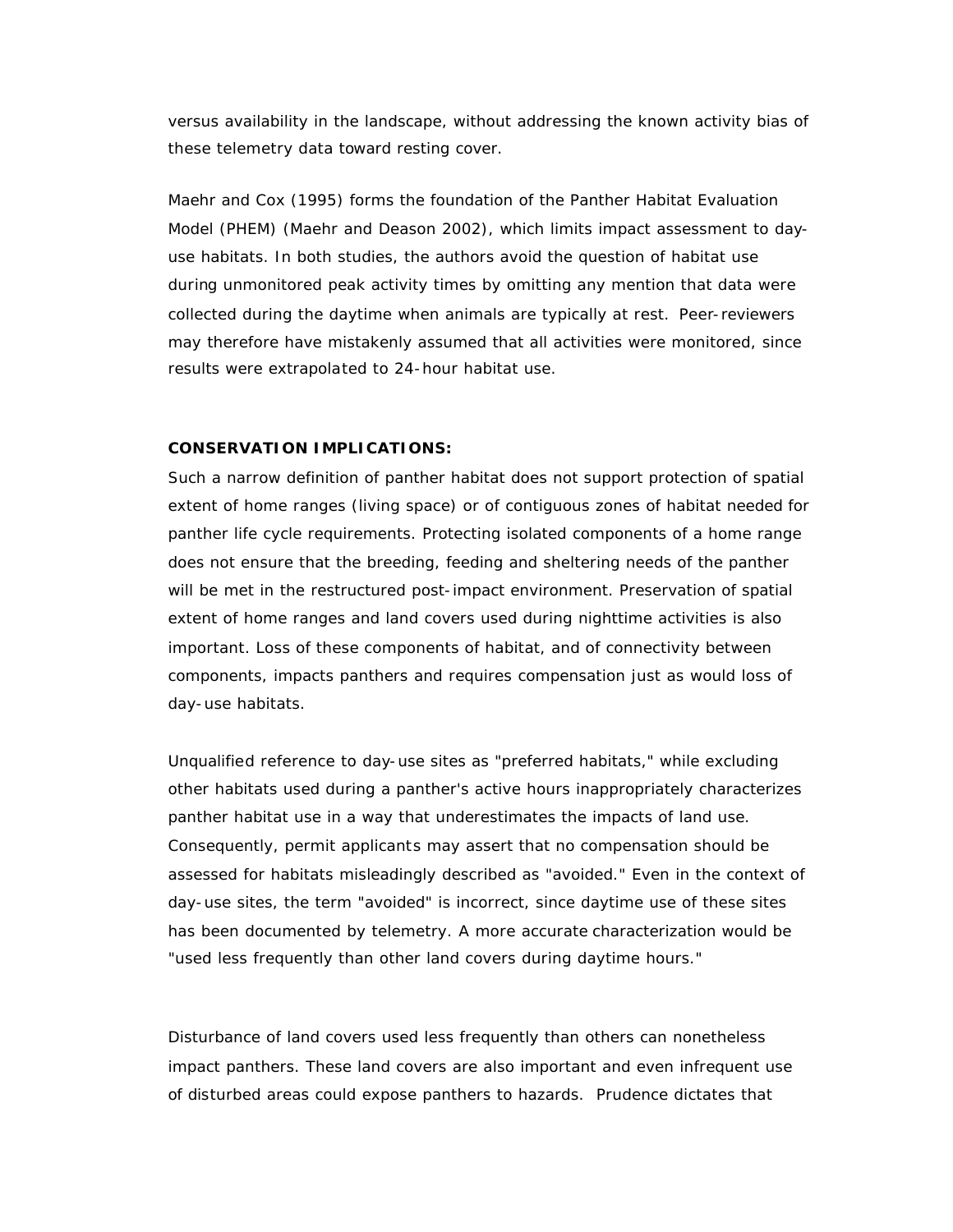versus availability in the landscape, without addressing the known activity bias of these telemetry data toward resting cover.

Maehr and Cox (1995) forms the foundation of the Panther Habitat Evaluation Model (PHEM) (Maehr and Deason 2002), which limits impact assessment to day-use habitats. In both studies, the authors avoid the question of habitat use during unmonitored peak activity times by omitting any mention that data were collected during the daytime when animals are typically at rest. Peer-reviewers may therefore have mistakenly assumed that all activities were monitored, since results were extrapolated to 24-hour habitat use.

**CONSERVATION IMPLICATIONS:**

Such a narrow definition of panther habitat does not support protection of spatial extent of home ranges (living space) or of contiguous zones of habitat needed for panther life cycle requirements. Protecting isolated components of a home range does not ensure that the breeding, feeding and sheltering needs of the panther will be met in the restructured post-impact environment. Preservation of spatial extent of home ranges and land covers used during nighttime activities is also important. Loss of these components of habitat, and of connectivity between components, impacts panthers and requires compensation just as would loss of day-use habitats.

Unqualified reference to day-use sites as "preferred habitats," while excluding other habitats used during a panther's active hours inappropriately characterizes panther habitat use in a way that underestimates the impacts of land use. Consequently, permit applicants may assert that no compensation should be assessed for habitats misleadingly described as "avoided." Even in the context of day-use sites, the term "avoided" is incorrect, since daytime use of these sites has been documented by telemetry. A more accurate characterization would be "used less frequently than other land covers during daytime hours."

Disturbance of land covers used less frequently than others can nonetheless impact panthers. These land covers are also important and even infrequent use of disturbed areas could expose panthers to hazards. Prudence dictates that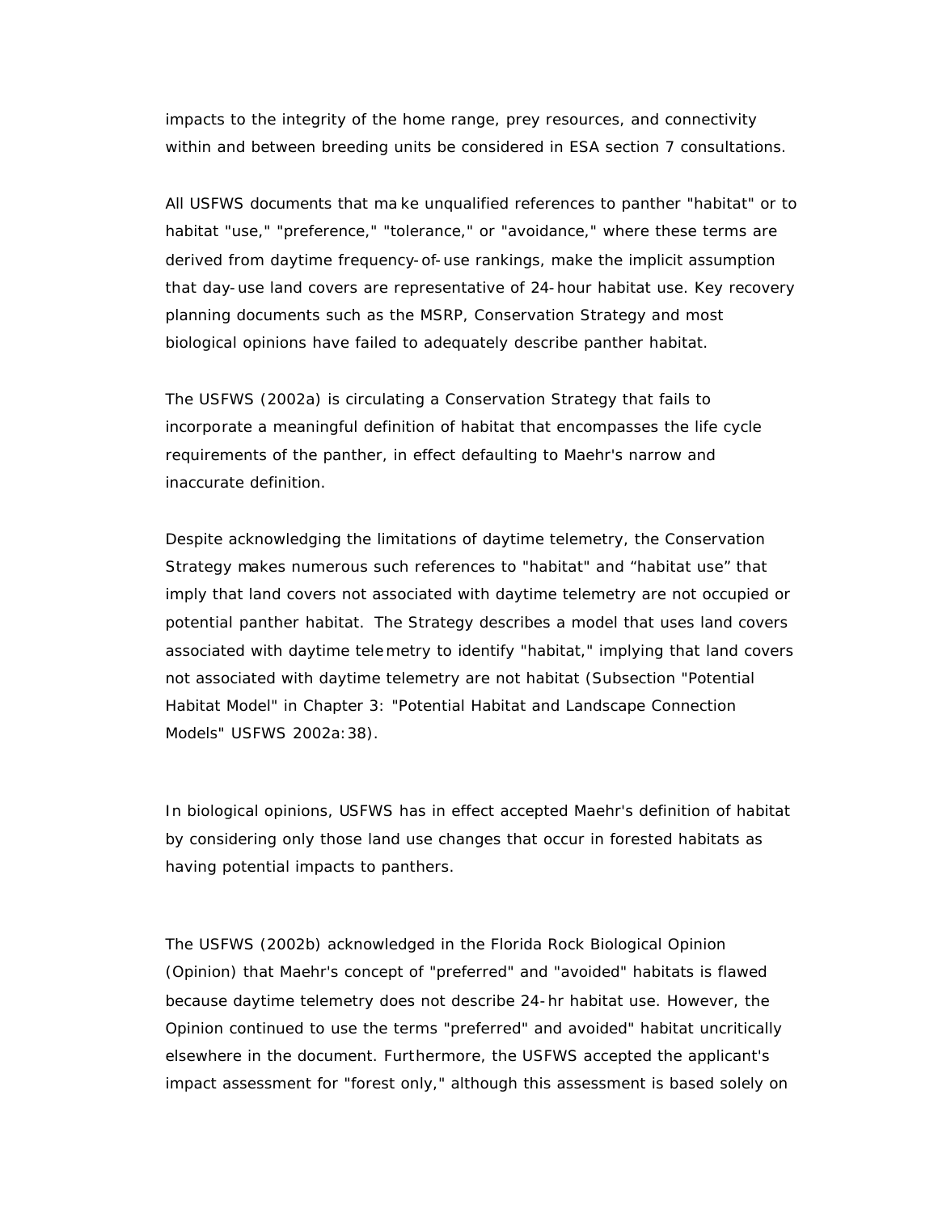impacts to the integrity of the home range, prey resources, and connectivity within and between breeding units be considered in ESA section 7 consultations.

All USFWS documents that make unqualified references to panther "habitat" or to habitat "use," "preference," "tolerance," or "avoidance," where these terms are derived from daytime frequency-of-use rankings, make the implicit assumption that day-use land covers are representative of 24-hour habitat use. Key recovery planning documents such as the MSRP, Conservation Strategy and most biological opinions have failed to adequately describe panther habitat.

The USFWS (2002a) is circulating a Conservation Strategy that fails to incorporate a meaningful definition of habitat that encompasses the life cycle requirements of the panther, in effect defaulting to Maehr's narrow and inaccurate definition.

Despite acknowledging the limitations of daytime telemetry, the Conservation Strategy makes numerous such references to "habitat" and "habitat use" that imply that land covers not associated with daytime telemetry are not occupied or potential panther habitat. The Strategy describes a model that uses land covers associated with daytime telemetry to identify "habitat," implying that land covers not associated with daytime telemetry are not habitat (Subsection "Potential Habitat Model" in Chapter 3: "Potential Habitat and Landscape Connection Models" USFWS 2002a:38).

In biological opinions, USFWS has in effect accepted Maehr's definition of habitat by considering only those land use changes that occur in forested habitats as having potential impacts to panthers.

The USFWS (2002b) acknowledged in the Florida Rock Biological Opinion (Opinion) that Maehr's concept of "preferred" and "avoided" habitats is flawed because daytime telemetry does not describe 24-hr habitat use. However, the Opinion continued to use the terms "preferred" and avoided" habitat uncritically elsewhere in the document. Furthermore, the USFWS accepted the applicant's impact assessment for "forest only," although this assessment is based solely on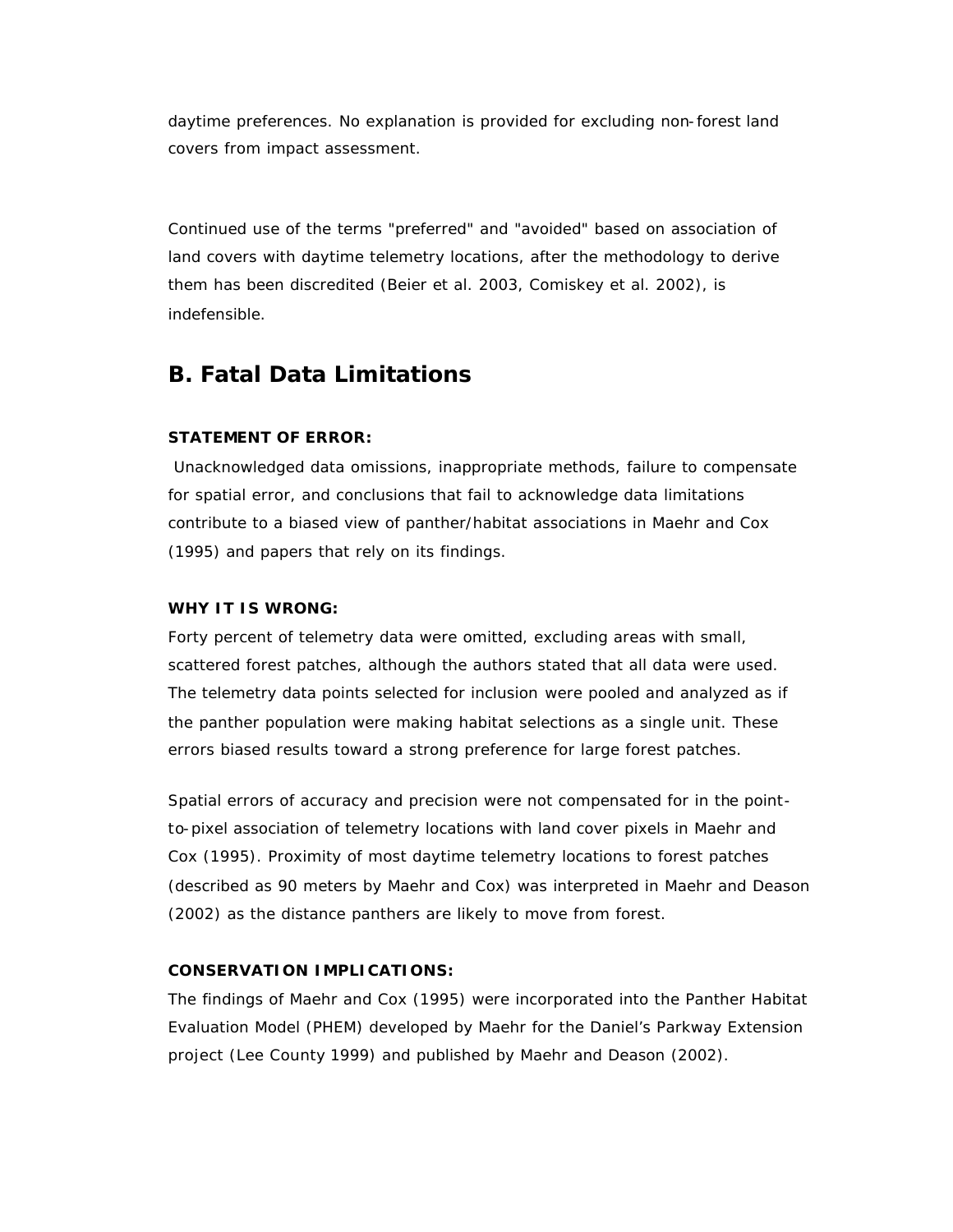daytime preferences. No explanation is provided for excluding non-forest land covers from impact assessment.

Continued use of the terms "preferred" and "avoided" based on association of land covers with daytime telemetry locations, after the methodology to derive them has been discredited (Beier et al. 2003, Comiskey et al. 2002), is indefensible.

## B. Fatal Data Limitations

**STATEMENT OF ERROR:**

Unacknowledged data omissions, inappropriate methods, failure to compensate for spatial error, and conclusions that fail to acknowledge data limitations contribute to a biased view of panther/habitat associations in Maehr and Cox (1995) and papers that rely on its findings.

**WHY IT IS WRONG:**

Forty percent of telemetry data were omitted, excluding areas with small, scattered forest patches, although the authors stated that all data were used. The telemetry data points selected for inclusion were pooled and analyzed as if the panther population were making habitat selections as a single unit. These errors biased results toward a strong preference for large forest patches.

Spatial errors of accuracy and precision were not compensated for in the point-to-pixel association of telemetry locations with land cover pixels in Maehr and Cox (1995). Proximity of most daytime telemetry locations to forest patches (described as 90 meters by Maehr and Cox) was interpreted in Maehr and Deason (2002) as the distance panthers are likely to move from forest.

**CONSERVATION IMPLICATIONS:**

The findings of Maehr and Cox (1995) were incorporated into the Panther Habitat Evaluation Model (PHEM) developed by Maehr for the Daniel's Parkway Extension project (Lee County 1999) and published by Maehr and Deason (2002).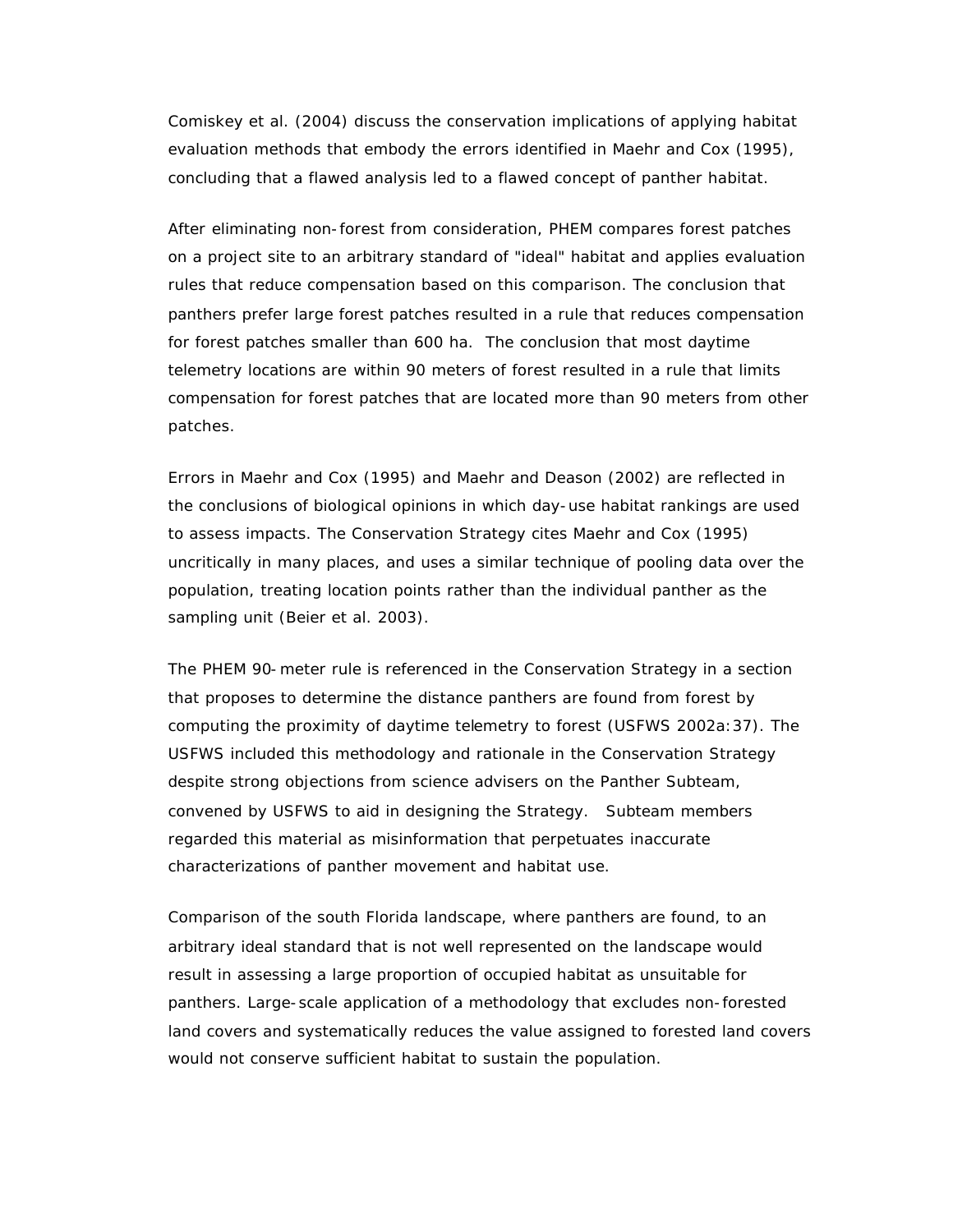Comiskey et al. (2004) discuss the conservation implications of applying habitat evaluation methods that embody the errors identified in Maehr and Cox (1995), concluding that a flawed analysis led to a flawed concept of panther habitat.

After eliminating non-forest from consideration, PHEM compares forest patches on a project site to an arbitrary standard of "ideal" habitat and applies evaluation rules that reduce compensation based on this comparison. The conclusion that panthers prefer large forest patches resulted in a rule that reduces compensation for forest patches smaller than 600 ha. The conclusion that most daytime telemetry locations are within 90 meters of forest resulted in a rule that limits compensation for forest patches that are located more than 90 meters from other patches.

Errors in Maehr and Cox (1995) and Maehr and Deason (2002) are reflected in the conclusions of biological opinions in which day-use habitat rankings are used to assess impacts. The Conservation Strategy cites Maehr and Cox (1995) uncritically in many places, and uses a similar technique of pooling data over the population, treating location points rather than the individual panther as the sampling unit (Beier et al. 2003).

The PHEM 90-meter rule is referenced in the Conservation Strategy in a section that proposes to determine the distance panthers are found from forest by computing the proximity of daytime telemetry to forest (USFWS 2002a:37). The USFWS included this methodology and rationale in the Conservation Strategy despite strong objections from science advisers on the Panther Subteam, convened by USFWS to aid in designing the Strategy. Subteam members regarded this material as misinformation that perpetuates inaccurate characterizations of panther movement and habitat use.

Comparison of the south Florida landscape, where panthers are found, to an arbitrary ideal standard that is not well represented on the landscape would result in assessing a large proportion of occupied habitat as unsuitable for panthers. Large-scale application of a methodology that excludes non-forested land covers and systematically reduces the value assigned to forested land covers would not conserve sufficient habitat to sustain the population.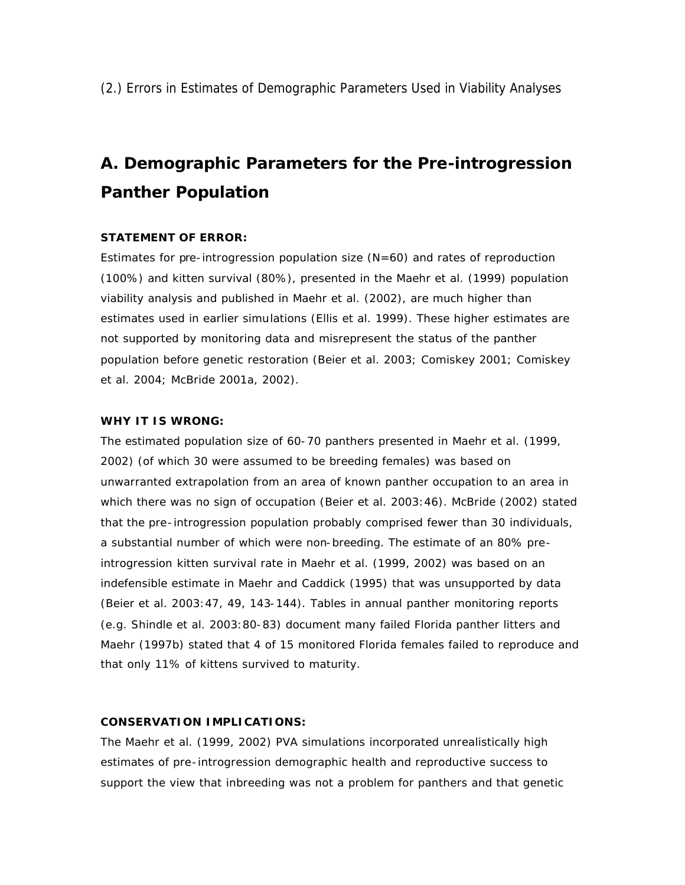(2.) Errors in Estimates of Demographic Parameters Used in Viability Analyses

## A. Demographic Parameters for the Pre-introgression Panther Population

**STATEMENT OF ERROR:**

Estimates for pre-introgression population size (N=60) and rates of reproduction (100%) and kitten survival (80%), presented in the Maehr et al. (1999) population viability analysis and published in Maehr et al. (2002), are much higher than estimates used in earlier simulations (Ellis et al. 1999). These higher estimates are not supported by monitoring data and misrepresent the status of the panther population before genetic restoration (Beier et al. 2003; Comiskey 2001; Comiskey et al. 2004; McBride 2001a, 2002).

**WHY IT IS WRONG:**

The estimated population size of 60-70 panthers presented in Maehr et al. (1999, 2002) (of which 30 were assumed to be breeding females) was based on unwarranted extrapolation from an area of known panther occupation to an area in which there was no sign of occupation (Beier et al. 2003:46). McBride (2002) stated that the pre-introgression population probably comprised fewer than 30 individuals, a substantial number of which were non-breeding. The estimate of an 80% pre-introgression kitten survival rate in Maehr et al. (1999, 2002) was based on an indefensible estimate in Maehr and Caddick (1995) that was unsupported by data (Beier et al. 2003:47, 49, 143-144). Tables in annual panther monitoring reports (e.g. Shindle et al. 2003:80-83) document many failed Florida panther litters and Maehr (1997b) stated that 4 of 15 monitored Florida females failed to reproduce and that only 11% of kittens survived to maturity.

**CONSERVATION IMPLICATIONS:**

The Maehr et al. (1999, 2002) PVA simulations incorporated unrealistically high estimates of pre-introgression demographic health and reproductive success to support the view that inbreeding was not a problem for panthers and that genetic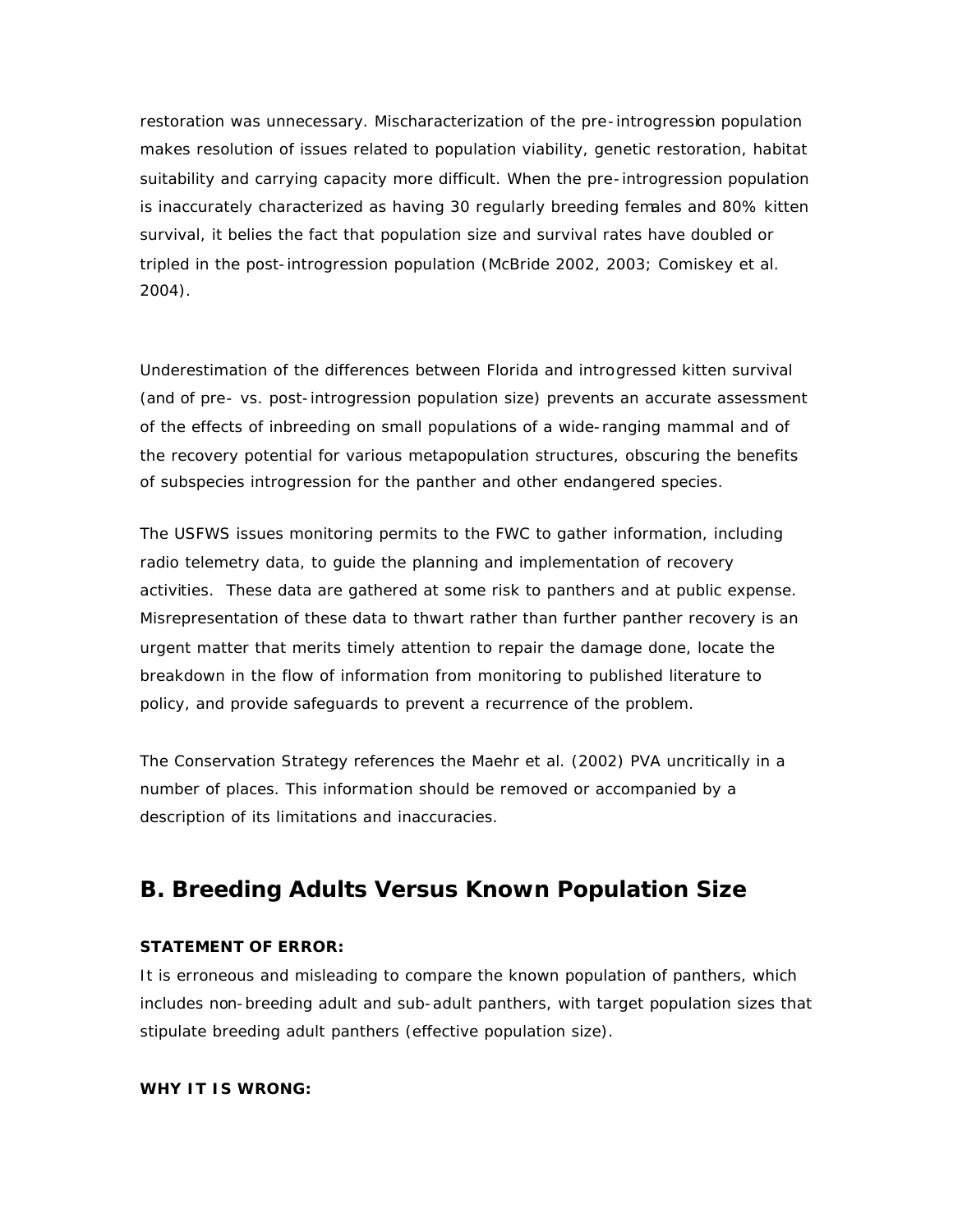restoration was unnecessary. Mischaracterization of the pre-introgression population makes resolution of issues related to population viability, genetic restoration, habitat suitability and carrying capacity more difficult. When the pre-introgression population is inaccurately characterized as having 30 regularly breeding females and 80% kitten survival, it belies the fact that population size and survival rates have doubled or tripled in the post-introgression population (McBride 2002, 2003; Comiskey et al. 2004).

Underestimation of the differences between Florida and introgressed kitten survival (and of pre- vs. post-introgression population size) prevents an accurate assessment of the effects of inbreeding on small populations of a wide-ranging mammal and of the recovery potential for various metapopulation structures, obscuring the benefits of subspecies introgression for the panther and other endangered species.

The USFWS issues monitoring permits to the FWC to gather information, including radio telemetry data, to guide the planning and implementation of recovery activities. These data are gathered at some risk to panthers and at public expense. Misrepresentation of these data to thwart rather than further panther recovery is an urgent matter that merits timely attention to repair the damage done, locate the breakdown in the flow of information from monitoring to published literature to policy, and provide safeguards to prevent a recurrence of the problem.

The Conservation Strategy references the Maehr et al. (2002) PVA uncritically in a number of places. This information should be removed or accompanied by a description of its limitations and inaccuracies.

## B. Breeding Adults Versus Known Population Size

**STATEMENT OF ERROR:**

It is erroneous and misleading to compare the known population of panthers, which includes non-breeding adult and sub-adult panthers, with target population sizes that stipulate breeding adult panthers (effective population size).

**WHY IT IS WRONG:**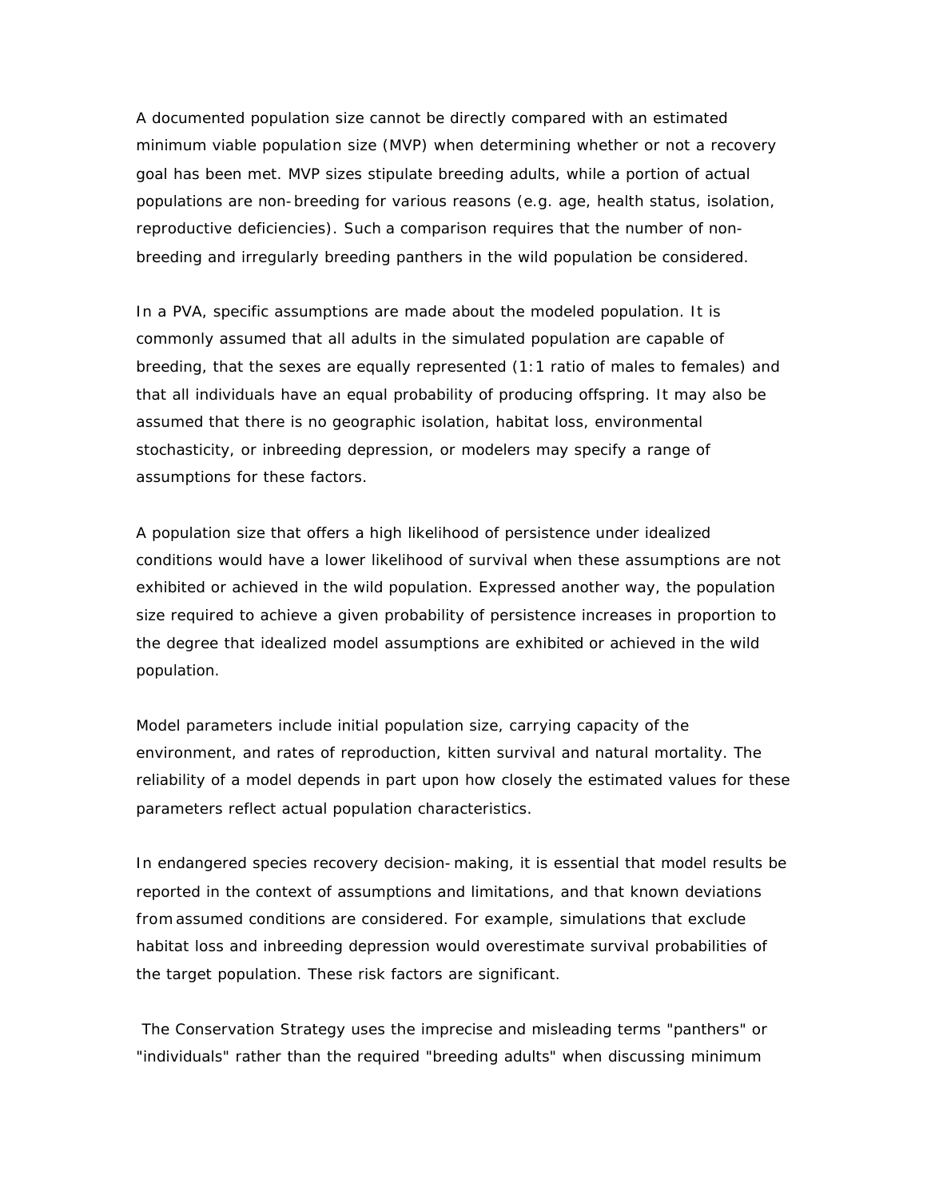A documented population size cannot be directly compared with an estimated minimum viable population size (MVP) when determining whether or not a recovery goal has been met. MVP sizes stipulate breeding adults, while a portion of actual populations are non-breeding for various reasons (e.g. age, health status, isolation, reproductive deficiencies). Such a comparison requires that the number of non-breeding and irregularly breeding panthers in the wild population be considered.

In a PVA, specific assumptions are made about the modeled population. It is commonly assumed that all adults in the simulated population are capable of breeding, that the sexes are equally represented (1:1 ratio of males to females) and that all individuals have an equal probability of producing offspring. It may also be assumed that there is no geographic isolation, habitat loss, environmental stochasticity, or inbreeding depression, or modelers may specify a range of assumptions for these factors.

A population size that offers a high likelihood of persistence under idealized conditions would have a lower likelihood of survival when these assumptions are not exhibited or achieved in the wild population. Expressed another way, the population size required to achieve a given probability of persistence increases in proportion to the degree that idealized model assumptions are exhibited or achieved in the wild population.

Model parameters include initial population size, carrying capacity of the environment, and rates of reproduction, kitten survival and natural mortality. The reliability of a model depends in part upon how closely the estimated values for these parameters reflect actual population characteristics.

In endangered species recovery decision-making, it is essential that model results be reported in the context of assumptions and limitations, and that known deviations from assumed conditions are considered. For example, simulations that exclude habitat loss and inbreeding depression would overestimate survival probabilities of the target population. These risk factors are significant.

The Conservation Strategy uses the imprecise and misleading terms "panthers" or "individuals" rather than the required "breeding adults" when discussing minimum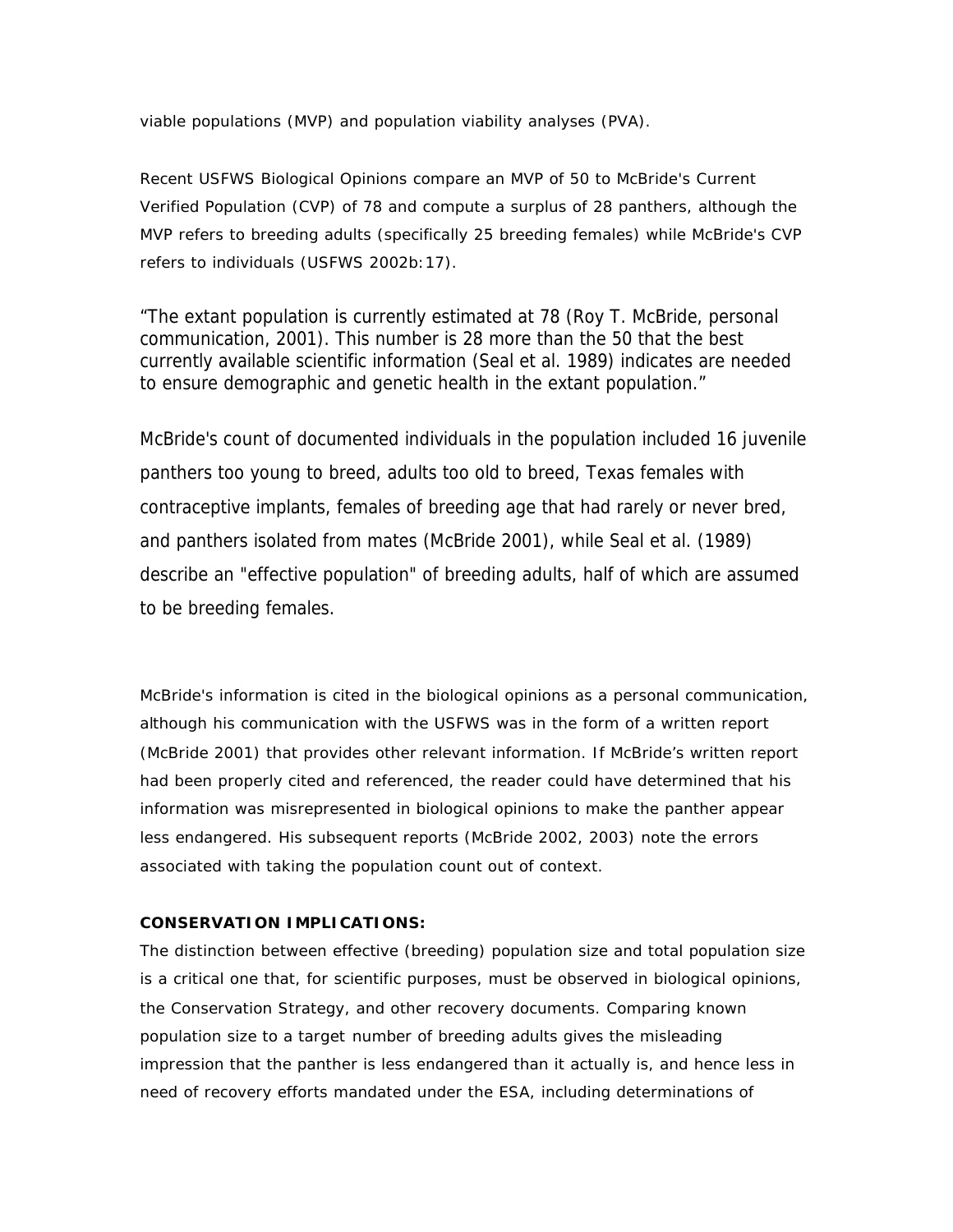viable populations (MVP) and population viability analyses (PVA).

Recent USFWS Biological Opinions compare an MVP of 50 to McBride's Current Verified Population (CVP) of 78 and compute a surplus of 28 panthers, although the MVP refers to breeding adults (specifically 25 breeding females) while McBride's CVP refers to individuals (USFWS 2002b:17).

"The extant population is currently estimated at 78 (Roy T. McBride, personal communication, 2001). This number is 28 more than the 50 that the best currently available scientific information (Seal et al. 1989) indicates are needed to ensure demographic and genetic health in the extant population."

McBride's count of documented individuals in the population included 16 juvenile panthers too young to breed, adults too old to breed, Texas females with contraceptive implants, females of breeding age that had rarely or never bred, and panthers isolated from mates (McBride 2001), while Seal et al. (1989) describe an "effective population" of breeding adults, half of which are assumed to be breeding females.

McBride's information is cited in the biological opinions as a personal communication, although his communication with the USFWS was in the form of a written report (McBride 2001) that provides other relevant information. If McBride's written report had been properly cited and referenced, the reader could have determined that his information was misrepresented in biological opinions to make the panther appear less endangered. His subsequent reports (McBride 2002, 2003) note the errors associated with taking the population count out of context.

**CONSERVATION IMPLICATIONS:**

The distinction between effective (breeding) population size and total population size is a critical one that, for scientific purposes, must be observed in biological opinions, the Conservation Strategy, and other recovery documents. Comparing known population size to a target number of breeding adults gives the misleading impression that the panther is less endangered than it actually is, and hence less in need of recovery efforts mandated under the ESA, including determinations of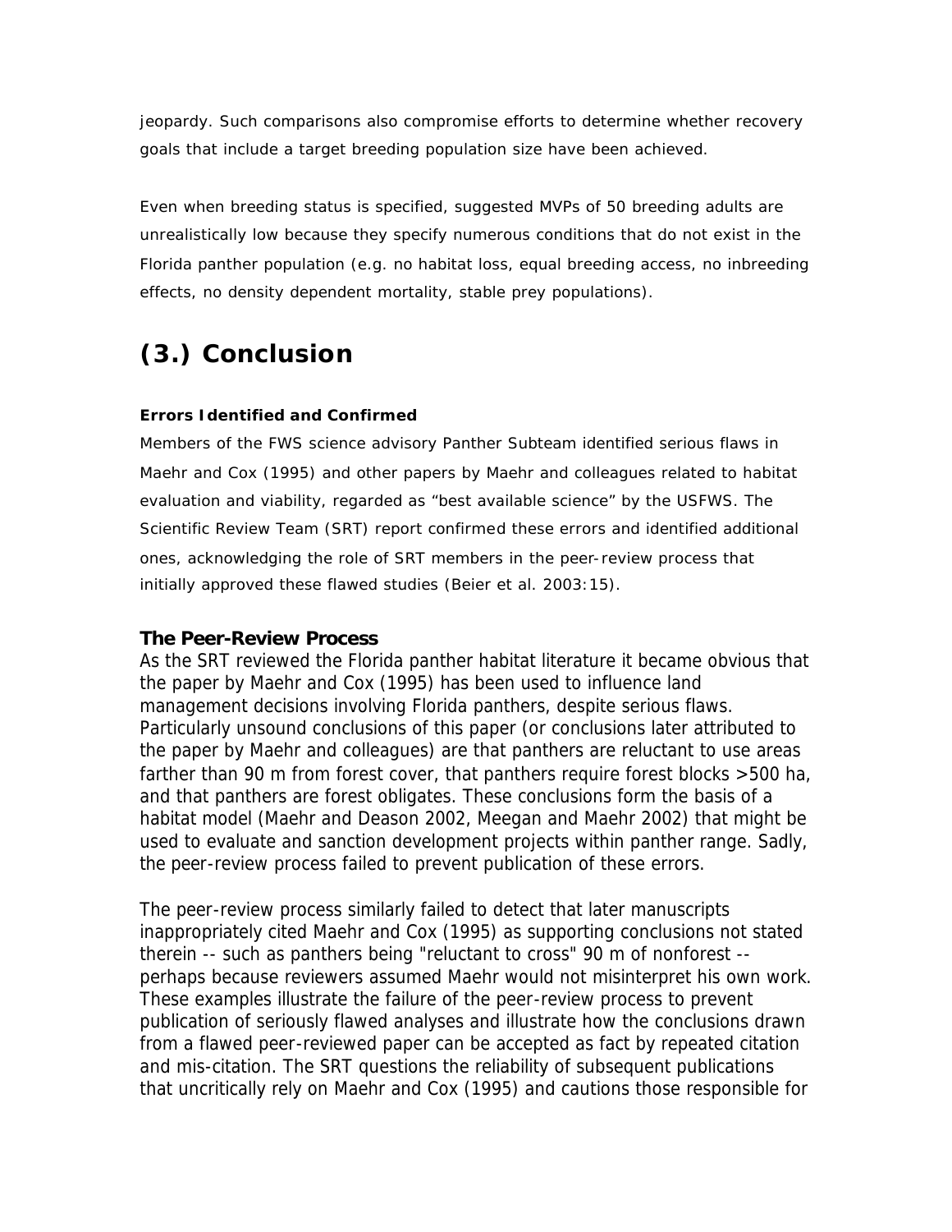jeopardy. Such comparisons also compromise efforts to determine whether recovery goals that include a target breeding population size have been achieved.

Even when breeding status is specified, suggested MVPs of 50 breeding adults are unrealistically low because they specify numerous conditions that do not exist in the Florida panther population (e.g. no habitat loss, equal breeding access, no inbreeding effects, no density dependent mortality, stable prey populations).

# (3.) Conclusion

#### Errors Identified and Confirmed

Members of the FWS science advisory Panther Subteam identified serious flaws in Maehr and Cox (1995) and other papers by Maehr and colleagues related to habitat evaluation and viability, regarded as "best available science" by the USFWS. The Scientific Review Team (SRT) report confirmed these errors and identified additional ones, acknowledging the role of SRT members in the peer-review process that initially approved these flawed studies (Beier et al. 2003:15).

### The Peer-Review Process

As the SRT reviewed the Florida panther habitat literature it became obvious that the paper by Maehr and Cox (1995) has been used to influence land management decisions involving Florida panthers, despite serious flaws. Particularly unsound conclusions of this paper (or conclusions later attributed to the paper by Maehr and colleagues) are that panthers are reluctant to use areas farther than 90 m from forest cover, that panthers require forest blocks >500 ha, and that panthers are forest obligates. These conclusions form the basis of a habitat model (Maehr and Deason 2002, Meegan and Maehr 2002) that might be used to evaluate and sanction development projects within panther range. Sadly, the peer-review process failed to prevent publication of these errors.

The peer-review process similarly failed to detect that later manuscripts inappropriately cited Maehr and Cox (1995) as supporting conclusions not stated therein -- such as panthers being "reluctant to cross" 90 m of nonforest -- perhaps because reviewers assumed Maehr would not misinterpret his own work. These examples illustrate the failure of the peer-review process to prevent publication of seriously flawed analyses and illustrate how the conclusions drawn from a flawed peer-reviewed paper can be accepted as fact by repeated citation and mis-citation. The SRT questions the reliability of subsequent publications that uncritically rely on Maehr and Cox (1995) and cautions those responsible for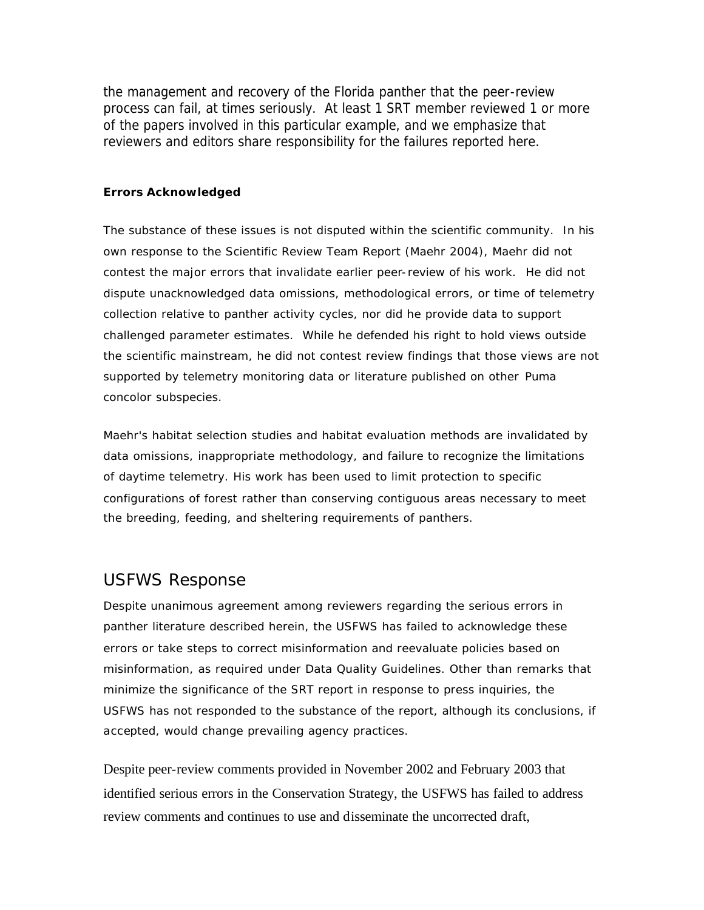the management and recovery of the Florida panther that the peer-review process can fail, at times seriously. At least 1 SRT member reviewed 1 or more of the papers involved in this particular example, and we emphasize that reviewers and editors share responsibility for the failures reported here.

### Errors Acknowledged

The substance of these issues is not disputed within the scientific community. In his own response to the Scientific Review Team Report (Maehr 2004), Maehr did not contest the major errors that invalidate earlier peer-review of his work. He did not dispute unacknowledged data omissions, methodological errors, or time of telemetry collection relative to panther activity cycles, nor did he provide data to support challenged parameter estimates. While he defended his right to hold views outside the scientific mainstream, he did not contest review findings that those views are not supported by telemetry monitoring data or literature published on other Puma concolor subspecies.

Maehr's habitat selection studies and habitat evaluation methods are invalidated by data omissions, inappropriate methodology, and failure to recognize the limitations of daytime telemetry. His work has been used to limit protection to specific configurations of forest rather than conserving contiguous areas necessary to meet the breeding, feeding, and sheltering requirements of panthers.

## USFWS Response

Despite unanimous agreement among reviewers regarding the serious errors in panther literature described herein, the USFWS has failed to acknowledge these errors or take steps to correct misinformation and reevaluate policies based on misinformation, as required under Data Quality Guidelines. Other than remarks that minimize the significance of the SRT report in response to press inquiries, the USFWS has not responded to the substance of the report, although its conclusions, if accepted, would change prevailing agency practices.

Despite peer-review comments provided in November 2002 and February 2003 that identified serious errors in the Conservation Strategy, the USFWS has failed to address review comments and continues to use and disseminate the uncorrected draft,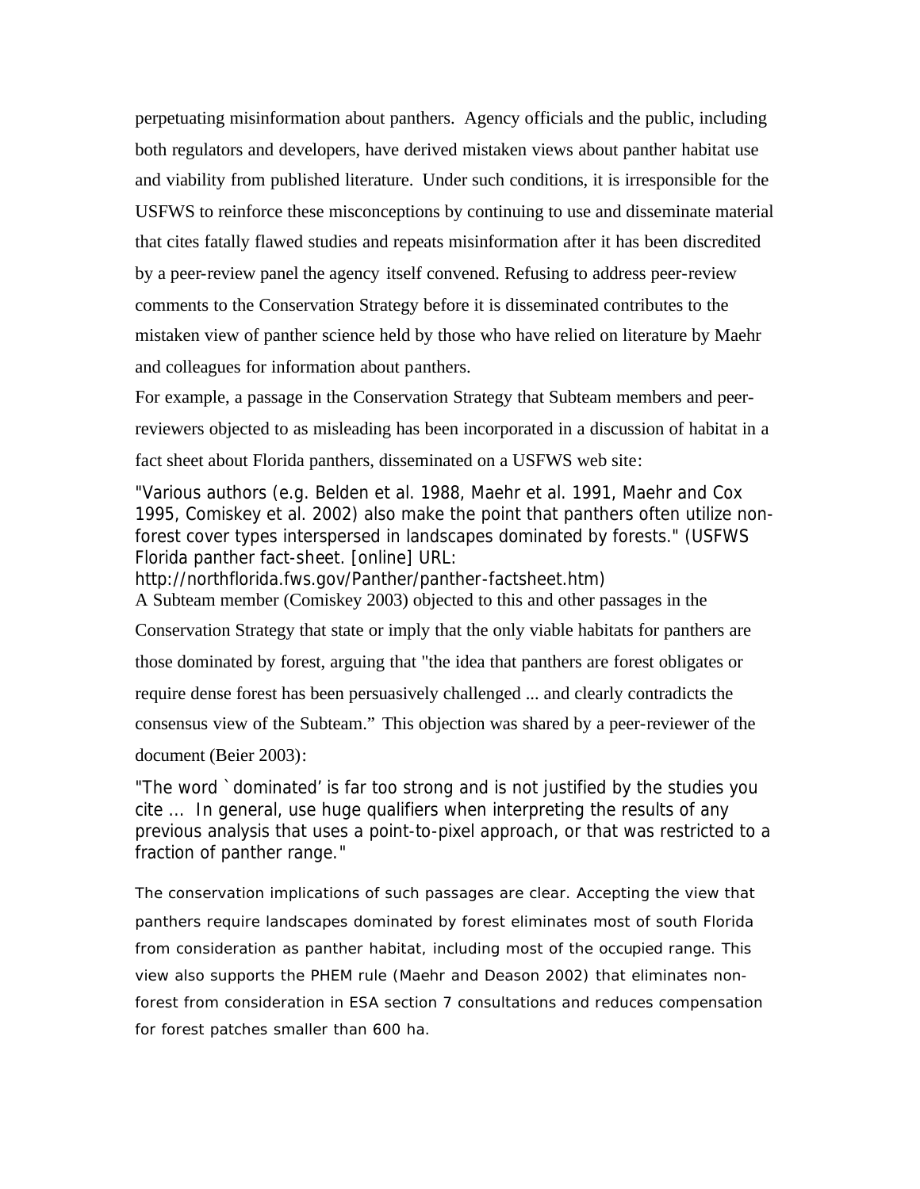perpetuating misinformation about panthers. Agency officials and the public, including both regulators and developers, have derived mistaken views about panther habitat use and viability from published literature. Under such conditions, it is irresponsible for the USFWS to reinforce these misconceptions by continuing to use and disseminate material that cites fatally flawed studies and repeats misinformation after it has been discredited by a peer-review panel the agency itself convened. Refusing to address peer-review comments to the Conservation Strategy before it is disseminated contributes to the mistaken view of panther science held by those who have relied on literature by Maehr and colleagues for information about panthers.

For example, a passage in the Conservation Strategy that Subteam members and peer-reviewers objected to as misleading has been incorporated in a discussion of habitat in a fact sheet about Florida panthers, disseminated on a USFWS web site:

> "Various authors (e.g. Belden et al. 1988, Maehr et al. 1991, Maehr and Cox 1995, Comiskey et al. 2002) also make the point that panthers often utilize non-forest cover types interspersed in landscapes dominated by forests." (USFWS Florida panther fact-sheet. [online] URL: http://northflorida.fws.gov/Panther/panther-factsheet.htm)

A Subteam member (Comiskey 2003) objected to this and other passages in the Conservation Strategy that state or imply that the only viable habitats for panthers are those dominated by forest, arguing that "the idea that panthers are forest obligates or require dense forest has been persuasively challenged ... and clearly contradicts the consensus view of the Subteam." This objection was shared by a peer-reviewer of the document (Beier 2003):

> "The word `dominated' is far too strong and is not justified by the studies you cite ... In general, use huge qualifiers when interpreting the results of any previous analysis that uses a point-to-pixel approach, or that was restricted to a fraction of panther range."

The conservation implications of such passages are clear. Accepting the view that panthers require landscapes dominated by forest eliminates most of south Florida from consideration as panther habitat, including most of the occupied range. This view also supports the PHEM rule (Maehr and Deason 2002) that eliminates non-forest from consideration in ESA section 7 consultations and reduces compensation for forest patches smaller than 600 ha.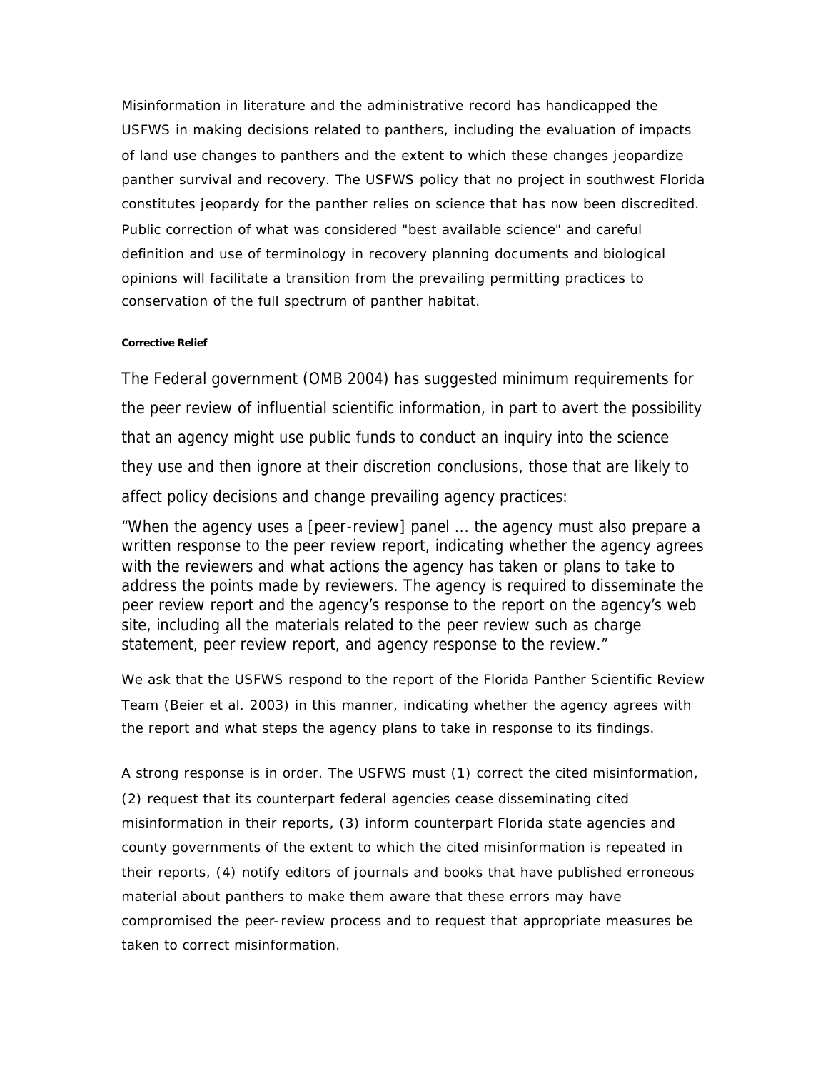Misinformation in literature and the administrative record has handicapped the USFWS in making decisions related to panthers, including the evaluation of impacts of land use changes to panthers and the extent to which these changes jeopardize panther survival and recovery. The USFWS policy that no project in southwest Florida constitutes jeopardy for the panther relies on science that has now been discredited. Public correction of what was considered "best available science" and careful definition and use of terminology in recovery planning documents and biological opinions will facilitate a transition from the prevailing permitting practices to conservation of the full spectrum of panther habitat.

#### Corrective Relief

The Federal government (OMB 2004) has suggested minimum requirements for the peer review of influential scientific information, in part to avert the possibility that an agency might use public funds to conduct an inquiry into the science they use and then ignore at their discretion conclusions, those that are likely to affect policy decisions and change prevailing agency practices:

"When the agency uses a [peer-review] panel ... the agency must also prepare a written response to the peer review report, indicating whether the agency agrees with the reviewers and what actions the agency has taken or plans to take to address the points made by reviewers. The agency is required to disseminate the peer review report and the agency's response to the report on the agency's web site, including all the materials related to the peer review such as charge statement, peer review report, and agency response to the review."

We ask that the USFWS respond to the report of the Florida Panther Scientific Review Team (Beier et al. 2003) in this manner, indicating whether the agency agrees with the report and what steps the agency plans to take in response to its findings.

A strong response is in order. The USFWS must (1) correct the cited misinformation, (2) request that its counterpart federal agencies cease disseminating cited misinformation in their reports, (3) inform counterpart Florida state agencies and county governments of the extent to which the cited misinformation is repeated in their reports, (4) notify editors of journals and books that have published erroneous material about panthers to make them aware that these errors may have compromised the peer-review process and to request that appropriate measures be taken to correct misinformation.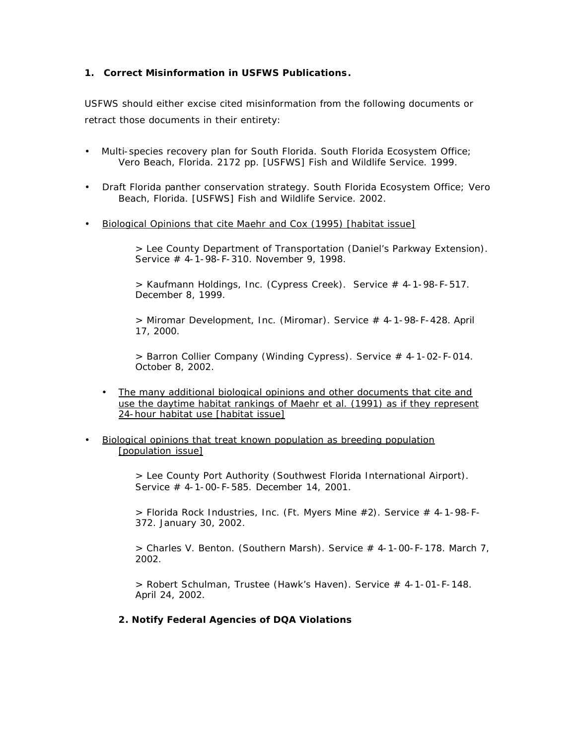**1. Correct Misinformation in USFWS Publications.**

USFWS should either excise cited misinformation from the following documents or retract those documents in their entirety:

- Multi-species recovery plan for South Florida. South Florida Ecosystem Office; Vero Beach, Florida. 2172 pp. [USFWS] Fish and Wildlife Service. 1999.

- Draft Florida panther conservation strategy. South Florida Ecosystem Office; Vero Beach, Florida. [USFWS] Fish and Wildlife Service. 2002.

- <u>Biological Opinions that cite Maehr and Cox (1995) [habitat issue]</u>

  > Lee County Department of Transportation (Daniel's Parkway Extension). Service # 4-1-98-F-310. November 9, 1998.

  > Kaufmann Holdings, Inc. (Cypress Creek). Service # 4-1-98-F-517. December 8, 1999.

  > Miromar Development, Inc. (Miromar). Service # 4-1-98-F-428. April 17, 2000.

  > Barron Collier Company (Winding Cypress). Service # 4-1-02-F-014. October 8, 2002.

  - <u>The many additional biological opinions and other documents that cite and use the daytime habitat rankings of Maehr et al. (1991) as if they represent 24-hour habitat use [habitat issue]</u>

- <u>Biological opinions that treat known population as breeding population [population issue]</u>

  > Lee County Port Authority (Southwest Florida International Airport). Service # 4-1-00-F-585. December 14, 2001.

  > Florida Rock Industries, Inc. (Ft. Myers Mine #2). Service # 4-1-98-F-372. January 30, 2002.

  > Charles V. Benton. (Southern Marsh). Service # 4-1-00-F-178. March 7, 2002.

  > Robert Schulman, Trustee (Hawk's Haven). Service # 4-1-01-F-148. April 24, 2002.

**2. Notify Federal Agencies of DQA Violations**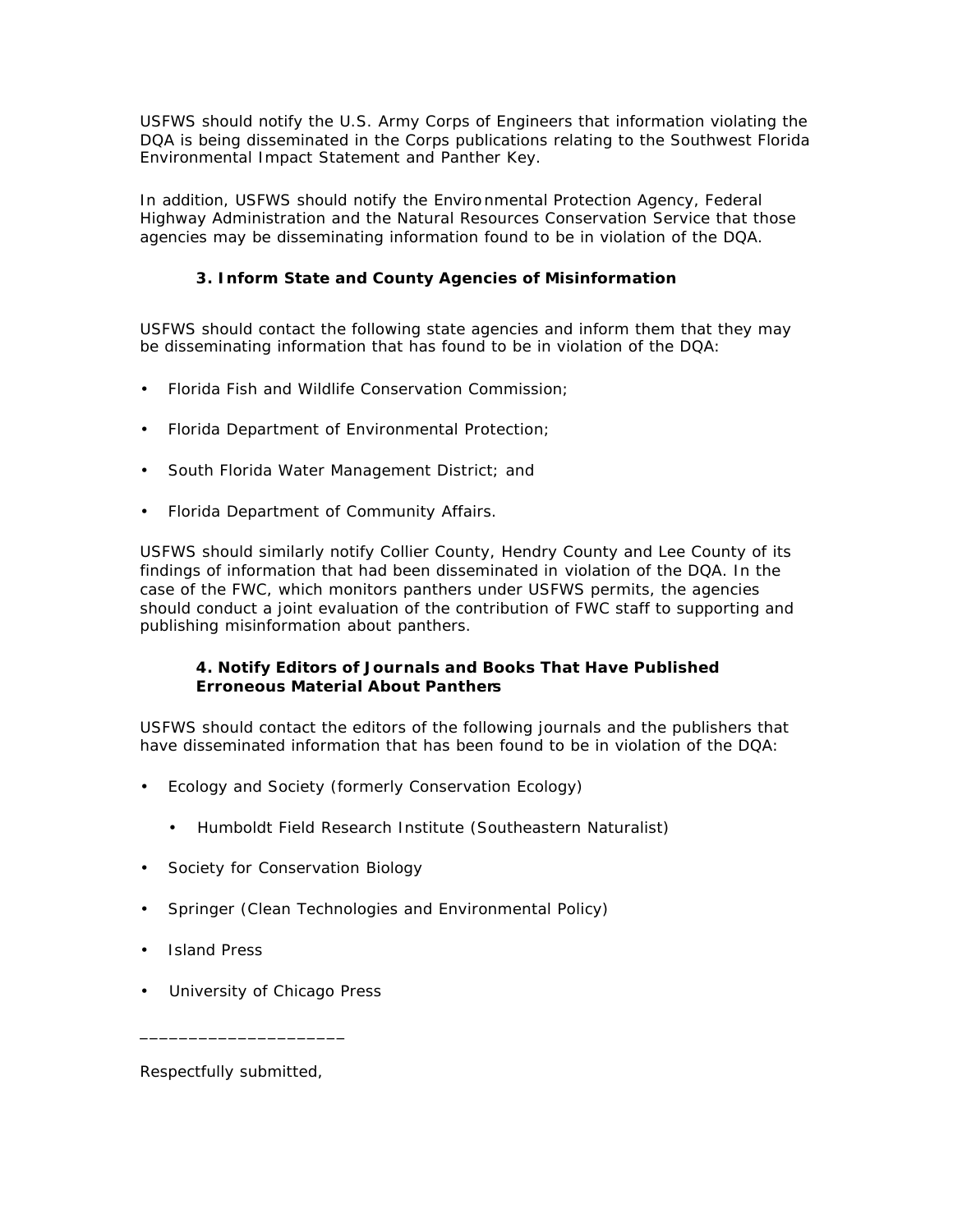USFWS should notify the U.S. Army Corps of Engineers that information violating the DQA is being disseminated in the Corps publications relating to the Southwest Florida Environmental Impact Statement and Panther Key.

In addition, USFWS should notify the Environmental Protection Agency, Federal Highway Administration and the Natural Resources Conservation Service that those agencies may be disseminating information found to be in violation of the DQA.

### 3. Inform State and County Agencies of Misinformation

USFWS should contact the following state agencies and inform them that they may be disseminating information that has found to be in violation of the DQA:

- Florida Fish and Wildlife Conservation Commission;
- Florida Department of Environmental Protection;
- South Florida Water Management District; and
- Florida Department of Community Affairs.

USFWS should similarly notify Collier County, Hendry County and Lee County of its findings of information that had been disseminated in violation of the DQA. In the case of the FWC, which monitors panthers under USFWS permits, the agencies should conduct a joint evaluation of the contribution of FWC staff to supporting and publishing misinformation about panthers.

### 4. Notify Editors of Journals and Books That Have Published Erroneous Material About Panthers

USFWS should contact the editors of the following journals and the publishers that have disseminated information that has been found to be in violation of the DQA:

- Ecology and Society (formerly Conservation Ecology)
    - Humboldt Field Research Institute (Southeastern Naturalist)
- Society for Conservation Biology
- Springer (Clean Technologies and Environmental Policy)
- Island Press
- University of Chicago Press

\_\_\_\_\_\_\_\_\_\_\_\_\_\_\_\_\_\_\_\_\_

Respectfully submitted,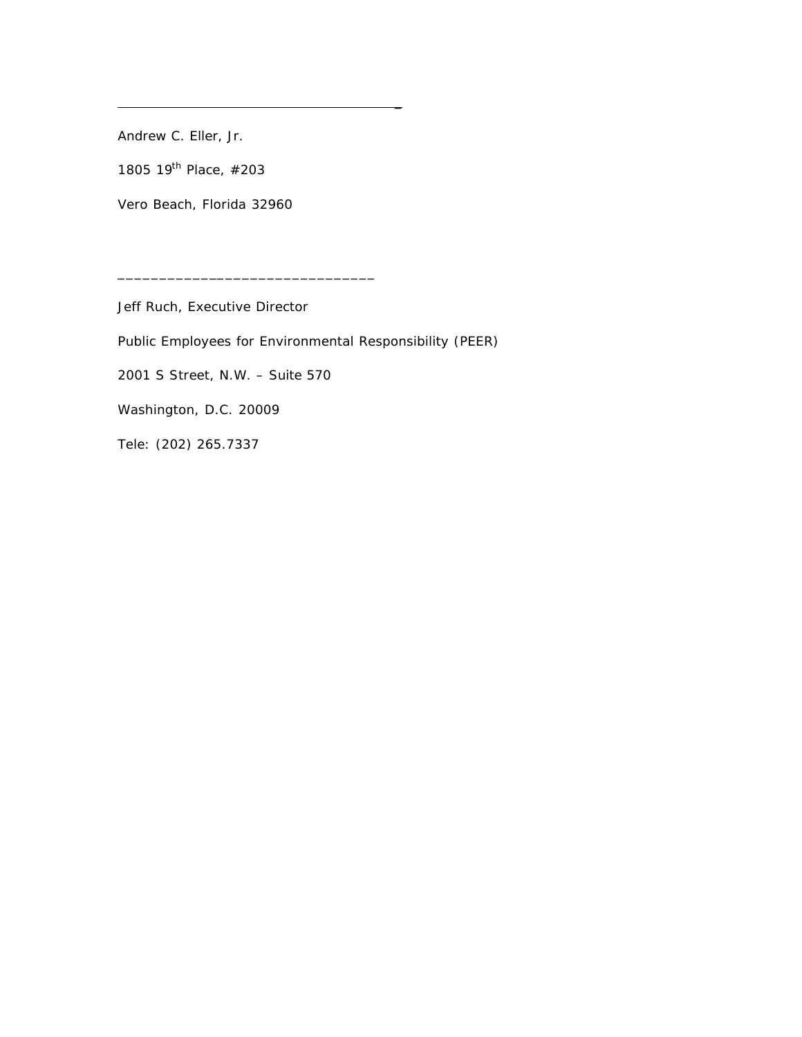\_\_\_\_\_\_\_\_\_\_\_\_\_\_\_\_\_\_\_\_\_\_\_\_\_\_\_\_\_\_\_\_\_\_\_\_\_\_\_\_

Andrew C. Eller, Jr.

1805 19th Place, #203

Vero Beach, Florida 32960

\_\_\_\_\_\_\_\_\_\_\_\_\_\_\_\_\_\_\_\_\_\_\_\_\_\_\_\_\_\_\_\_

Jeff Ruch, Executive Director

Public Employees for Environmental Responsibility (PEER)

2001 S Street, N.W. – Suite 570

Washington, D.C. 20009

Tele: (202) 265.7337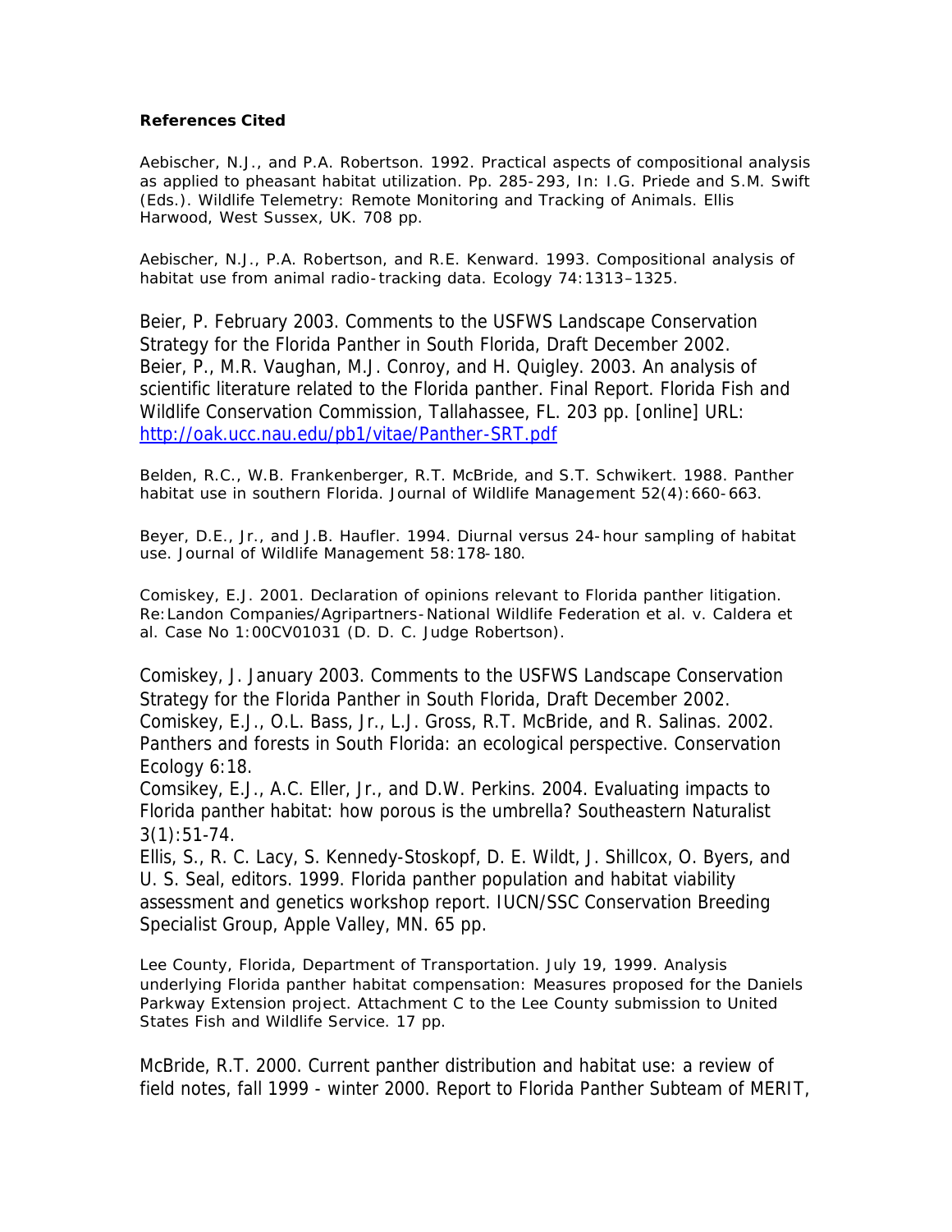**References Cited**

Aebischer, N.J., and P.A. Robertson. 1992. Practical aspects of compositional analysis as applied to pheasant habitat utilization. Pp. 285-293, In: I.G. Priede and S.M. Swift (Eds.). Wildlife Telemetry: Remote Monitoring and Tracking of Animals. Ellis Harwood, West Sussex, UK. 708 pp.

Aebischer, N.J., P.A. Robertson, and R.E. Kenward. 1993. Compositional analysis of habitat use from animal radio-tracking data. Ecology 74:1313–1325.

Beier, P. February 2003. Comments to the USFWS Landscape Conservation Strategy for the Florida Panther in South Florida, Draft December 2002.

Beier, P., M.R. Vaughan, M.J. Conroy, and H. Quigley. 2003. An analysis of scientific literature related to the Florida panther. Final Report. Florida Fish and Wildlife Conservation Commission, Tallahassee, FL. 203 pp. [online] URL: http://oak.ucc.nau.edu/pb1/vitae/Panther-SRT.pdf

Belden, R.C., W.B. Frankenberger, R.T. McBride, and S.T. Schwikert. 1988. Panther habitat use in southern Florida. Journal of Wildlife Management 52(4):660-663.

Beyer, D.E., Jr., and J.B. Haufler. 1994. Diurnal versus 24-hour sampling of habitat use. Journal of Wildlife Management 58:178-180.

Comiskey, E.J. 2001. Declaration of opinions relevant to Florida panther litigation. Re:Landon Companies/Agripartners-National Wildlife Federation et al. v. Caldera et al. Case No 1:00CV01031 (D. D. C. Judge Robertson).

Comiskey, J. January 2003. Comments to the USFWS Landscape Conservation Strategy for the Florida Panther in South Florida, Draft December 2002.

Comiskey, E.J., O.L. Bass, Jr., L.J. Gross, R.T. McBride, and R. Salinas. 2002. Panthers and forests in South Florida: an ecological perspective. Conservation Ecology 6:18.

Comsikey, E.J., A.C. Eller, Jr., and D.W. Perkins. 2004. Evaluating impacts to Florida panther habitat: how porous is the umbrella? Southeastern Naturalist 3(1):51-74.

Ellis, S., R. C. Lacy, S. Kennedy-Stoskopf, D. E. Wildt, J. Shillcox, O. Byers, and U. S. Seal, editors. 1999. Florida panther population and habitat viability assessment and genetics workshop report. IUCN/SSC Conservation Breeding Specialist Group, Apple Valley, MN. 65 pp.

Lee County, Florida, Department of Transportation. July 19, 1999. Analysis underlying Florida panther habitat compensation: Measures proposed for the Daniels Parkway Extension project. Attachment C to the Lee County submission to United States Fish and Wildlife Service. 17 pp.

McBride, R.T. 2000. Current panther distribution and habitat use: a review of field notes, fall 1999 - winter 2000. Report to Florida Panther Subteam of MERIT,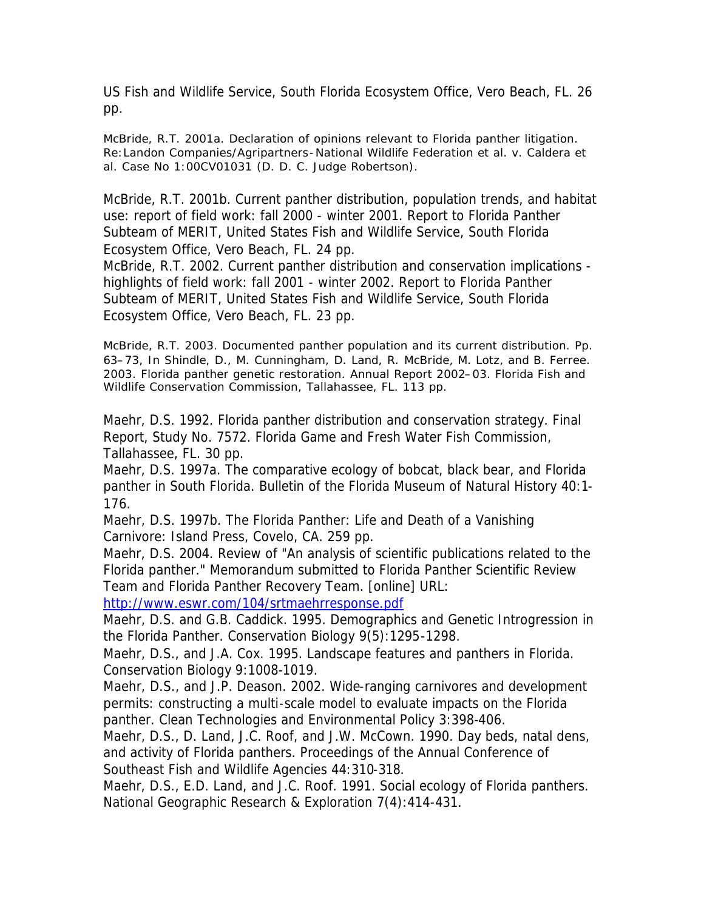US Fish and Wildlife Service, South Florida Ecosystem Office, Vero Beach, FL. 26 pp.

McBride, R.T. 2001a. Declaration of opinions relevant to Florida panther litigation. Re:Landon Companies/Agripartners-National Wildlife Federation et al. v. Caldera et al. Case No 1:00CV01031 (D. D. C. Judge Robertson).

McBride, R.T. 2001b. Current panther distribution, population trends, and habitat use: report of field work: fall 2000 - winter 2001. Report to Florida Panther Subteam of MERIT, United States Fish and Wildlife Service, South Florida Ecosystem Office, Vero Beach, FL. 24 pp.

McBride, R.T. 2002. Current panther distribution and conservation implications - highlights of field work: fall 2001 - winter 2002. Report to Florida Panther Subteam of MERIT, United States Fish and Wildlife Service, South Florida Ecosystem Office, Vero Beach, FL. 23 pp.

McBride, R.T. 2003. Documented panther population and its current distribution. Pp. 63–73, In Shindle, D., M. Cunningham, D. Land, R. McBride, M. Lotz, and B. Ferree. 2003. Florida panther genetic restoration. Annual Report 2002–03. Florida Fish and Wildlife Conservation Commission, Tallahassee, FL. 113 pp.

Maehr, D.S. 1992. Florida panther distribution and conservation strategy. Final Report, Study No. 7572. Florida Game and Fresh Water Fish Commission, Tallahassee, FL. 30 pp.

Maehr, D.S. 1997a. The comparative ecology of bobcat, black bear, and Florida panther in South Florida. Bulletin of the Florida Museum of Natural History 40:1-176.

Maehr, D.S. 1997b. The Florida Panther: Life and Death of a Vanishing Carnivore: Island Press, Covelo, CA. 259 pp.

Maehr, D.S. 2004. Review of "An analysis of scientific publications related to the Florida panther." Memorandum submitted to Florida Panther Scientific Review Team and Florida Panther Recovery Team. [online] URL: http://www.eswr.com/104/srtmaehrresponse.pdf

Maehr, D.S. and G.B. Caddick. 1995. Demographics and Genetic Introgression in the Florida Panther. Conservation Biology 9(5):1295-1298.

Maehr, D.S., and J.A. Cox. 1995. Landscape features and panthers in Florida. Conservation Biology 9:1008-1019.

Maehr, D.S., and J.P. Deason. 2002. Wide-ranging carnivores and development permits: constructing a multi-scale model to evaluate impacts on the Florida panther. Clean Technologies and Environmental Policy 3:398-406.

Maehr, D.S., D. Land, J.C. Roof, and J.W. McCown. 1990. Day beds, natal dens, and activity of Florida panthers. Proceedings of the Annual Conference of Southeast Fish and Wildlife Agencies 44:310-318.

Maehr, D.S., E.D. Land, and J.C. Roof. 1991. Social ecology of Florida panthers. National Geographic Research & Exploration 7(4):414-431.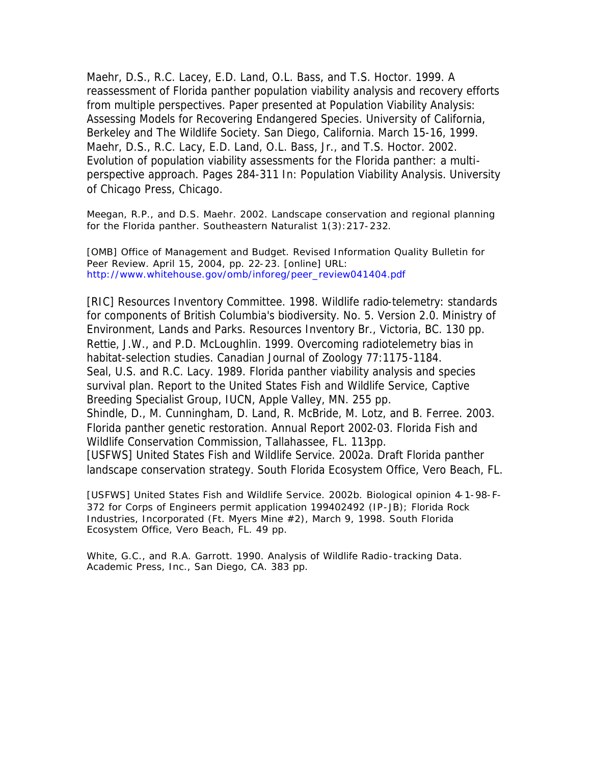Maehr, D.S., R.C. Lacey, E.D. Land, O.L. Bass, and T.S. Hoctor. 1999. A reassessment of Florida panther population viability analysis and recovery efforts from multiple perspectives. Paper presented at Population Viability Analysis: Assessing Models for Recovering Endangered Species. University of California, Berkeley and The Wildlife Society. San Diego, California. March 15-16, 1999.

Maehr, D.S., R.C. Lacy, E.D. Land, O.L. Bass, Jr., and T.S. Hoctor. 2002. Evolution of population viability assessments for the Florida panther: a multi-perspective approach. Pages 284-311 In: Population Viability Analysis. University of Chicago Press, Chicago.

Meegan, R.P., and D.S. Maehr. 2002. Landscape conservation and regional planning for the Florida panther. Southeastern Naturalist 1(3):217-232.

[OMB] Office of Management and Budget. Revised Information Quality Bulletin for Peer Review. April 15, 2004, pp. 22-23. [online] URL: http://www.whitehouse.gov/omb/inforeg/peer_review041404.pdf

[RIC] Resources Inventory Committee. 1998. Wildlife radio-telemetry: standards for components of British Columbia's biodiversity. No. 5. Version 2.0. Ministry of Environment, Lands and Parks. Resources Inventory Br., Victoria, BC. 130 pp.

Rettie, J.W., and P.D. McLoughlin. 1999. Overcoming radiotelemetry bias in habitat-selection studies. Canadian Journal of Zoology 77:1175-1184.

Seal, U.S. and R.C. Lacy. 1989. Florida panther viability analysis and species survival plan. Report to the United States Fish and Wildlife Service, Captive Breeding Specialist Group, IUCN, Apple Valley, MN. 255 pp.

Shindle, D., M. Cunningham, D. Land, R. McBride, M. Lotz, and B. Ferree. 2003. Florida panther genetic restoration. Annual Report 2002-03. Florida Fish and Wildlife Conservation Commission, Tallahassee, FL. 113pp.

[USFWS] United States Fish and Wildlife Service. 2002a. Draft Florida panther landscape conservation strategy. South Florida Ecosystem Office, Vero Beach, FL.

[USFWS] United States Fish and Wildlife Service. 2002b. Biological opinion 4-1-98-F-372 for Corps of Engineers permit application 199402492 (IP-JB); Florida Rock Industries, Incorporated (Ft. Myers Mine #2), March 9, 1998. South Florida Ecosystem Office, Vero Beach, FL. 49 pp.

White, G.C., and R.A. Garrott. 1990. Analysis of Wildlife Radio-tracking Data. Academic Press, Inc., San Diego, CA. 383 pp.